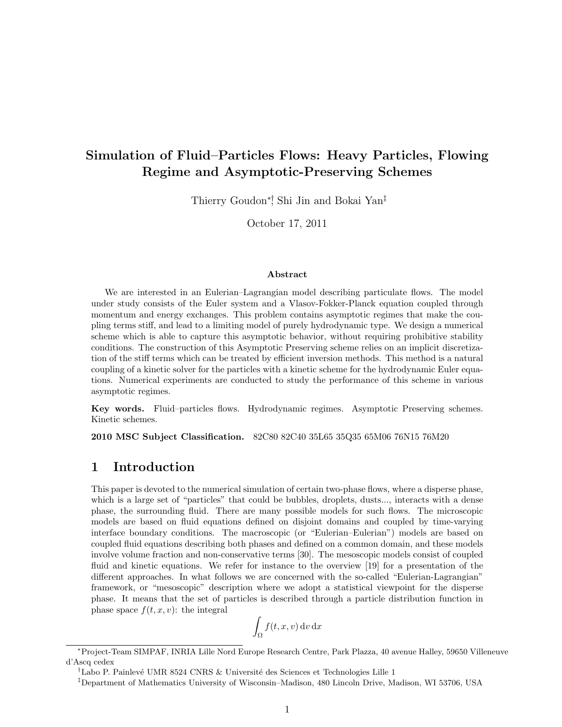# Simulation of Fluid–Particles Flows: Heavy Particles, Flowing Regime and Asymptotic-Preserving Schemes

Thierry Goudon[*][†], Shi Jin and Bokai Yan[‡]

October 17, 2011

### Abstract

We are interested in an Eulerian–Lagrangian model describing particulate flows. The model under study consists of the Euler system and a Vlasov-Fokker-Planck equation coupled through momentum and energy exchanges. This problem contains asymptotic regimes that make the coupling terms stiff, and lead to a limiting model of purely hydrodynamic type. We design a numerical scheme which is able to capture this asymptotic behavior, without requiring prohibitive stability conditions. The construction of this Asymptotic Preserving scheme relies on an implicit discretization of the stiff terms which can be treated by efficient inversion methods. This method is a natural coupling of a kinetic solver for the particles with a kinetic scheme for the hydrodynamic Euler equations. Numerical experiments are conducted to study the performance of this scheme in various asymptotic regimes.

**Key words.** Fluid–particles flows. Hydrodynamic regimes. Asymptotic Preserving schemes. Kinetic schemes.

**2010 MSC Subject Classification.** 82C80 82C40 35L65 35Q35 65M06 76N15 76M20

## 1 Introduction

This paper is devoted to the numerical simulation of certain two-phase flows, where a disperse phase, which is a large set of "particles" that could be bubbles, droplets, dusts..., interacts with a dense phase, the surrounding fluid. There are many possible models for such flows. The microscopic models are based on fluid equations defined on disjoint domains and coupled by time-varying interface boundary conditions. The macroscopic (or "Eulerian–Eulerian") models are based on coupled fluid equations describing both phases and defined on a common domain, and these models involve volume fraction and non-conservative terms [30]. The mesoscopic models consist of coupled fluid and kinetic equations. We refer for instance to the overview [19] for a presentation of the different approaches. In what follows we are concerned with the so-called "Eulerian-Lagrangian" framework, or "mesoscopic" description where we adopt a statistical viewpoint for the disperse phase. It means that the set of particles is described through a particle distribution function in phase space $f(t, x, v)$: the integral

$$\int_{\Omega} f(t, x, v)\, \mathrm{d}v\, \mathrm{d}x$$

---

[*] Project-Team SIMPAF, INRIA Lille Nord Europe Research Centre, Park Plazza, 40 avenue Halley, 59650 Villeneuve d'Ascq cedex

[†] Labo P. Painlevé UMR 8524 CNRS & Université des Sciences et Technologies Lille 1

[‡] Department of Mathematics University of Wisconsin–Madison, 480 Lincoln Drive, Madison, WI 53706, USA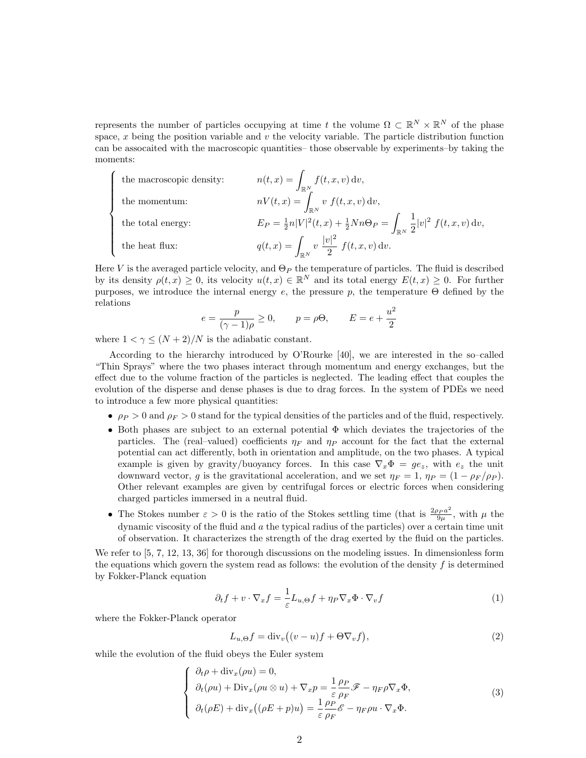represents the number of particles occupying at time $t$ the volume $\Omega \subset \mathbb{R}^N \times \mathbb{R}^N$ of the phase space, $x$ being the position variable and $v$ the velocity variable. The particle distribution function can be assocaited with the macroscopic quantities– those observable by experiments–by taking the moments:

$$
\left\{
\begin{array}{lll}
\text{the macroscopic density:} & & n(t,x) = \displaystyle\int_{\mathbb{R}^N} f(t,x,v)\,\mathrm{d}v, \\
\text{the momentum:} & & nV(t,x) = \displaystyle\int_{\mathbb{R}^N} v\ f(t,x,v)\,\mathrm{d}v, \\
\text{the total energy:} & & E_P = \tfrac{1}{2}n|V|^2(t,x) + \tfrac{1}{2}Nn\Theta_P = \displaystyle\int_{\mathbb{R}^N} \frac{1}{2}|v|^2\ f(t,x,v)\,\mathrm{d}v, \\
\text{the heat flux:} & & q(t,x) = \displaystyle\int_{\mathbb{R}^N} v\ \frac{|v|^2}{2}\ f(t,x,v)\,\mathrm{d}v.
\end{array}
\right.
$$

Here $V$ is the averaged particle velocity, and $\Theta_P$ the temperature of particles. The fluid is described by its density $\rho(t,x) \geq 0$, its velocity $u(t,x) \in \mathbb{R}^N$ and its total energy $E(t,x) \geq 0$. For further purposes, we introduce the internal energy $e$, the pressure $p$, the temperature $\Theta$ defined by the relations

$$
e = \frac{p}{(\gamma-1)\rho} \geq 0, \qquad p = \rho\Theta, \qquad E = e + \frac{u^2}{2}
$$

where $1 < \gamma \leq (N+2)/N$ is the adiabatic constant.

According to the hierarchy introduced by O'Rourke [40], we are interested in the so–called "Thin Sprays" where the two phases interact through momentum and energy exchanges, but the effect due to the volume fraction of the particles is neglected. The leading effect that couples the evolution of the disperse and dense phases is due to drag forces. In the system of PDEs we need to introduce a few more physical quantities:

- $\rho_P > 0$ and $\rho_F > 0$ stand for the typical densities of the particles and of the fluid, respectively.
- Both phases are subject to an external potential $\Phi$ which deviates the trajectories of the particles. The (real–valued) coefficients $\eta_F$ and $\eta_P$ account for the fact that the external potential can act differently, both in orientation and amplitude, on the two phases. A typical example is given by gravity/buoyancy forces. In this case $\nabla_x\Phi = ge_z$, with $e_z$ the unit downward vector, $g$ is the gravitational acceleration, and we set $\eta_F = 1$, $\eta_P = (1 - \rho_F/\rho_P)$. Other relevant examples are given by centrifugal forces or electric forces when considering charged particles immersed in a neutral fluid.
- The Stokes number $\varepsilon > 0$ is the ratio of the Stokes settling time (that is $\frac{2\rho_P a^2}{9\mu}$, with $\mu$ the dynamic viscosity of the fluid and $a$ the typical radius of the particles) over a certain time unit of observation. It characterizes the strength of the drag exerted by the fluid on the particles.

We refer to [5, 7, 12, 13, 36] for thorough discussions on the modeling issues. In dimensionless form the equations which govern the system read as follows: the evolution of the density $f$ is determined by Fokker-Planck equation

$$
\partial_t f + v\cdot\nabla_x f = \frac{1}{\varepsilon} L_{u,\Theta} f + \eta_P \nabla_x\Phi\cdot\nabla_v f \tag{1}
$$

where the Fokker-Planck operator

$$
L_{u,\Theta} f = \mathrm{div}_v\big((v-u)f + \Theta\nabla_v f\big), \tag{2}
$$

while the evolution of the fluid obeys the Euler system

$$
\left\{
\begin{array}{l}
\partial_t\rho + \mathrm{div}_x(\rho u) = 0, \\
\partial_t(\rho u) + \mathrm{Div}_x(\rho u\otimes u) + \nabla_x p = \dfrac{1}{\varepsilon}\dfrac{\rho_P}{\rho_F}\mathscr{F} - \eta_F\rho\nabla_x\Phi, \\
\partial_t(\rho E) + \mathrm{div}_x\big((\rho E + p)u\big) = \dfrac{1}{\varepsilon}\dfrac{\rho_P}{\rho_F}\mathscr{E} - \eta_F\rho u\cdot\nabla_x\Phi.
\end{array}
\right. \tag{3}
$$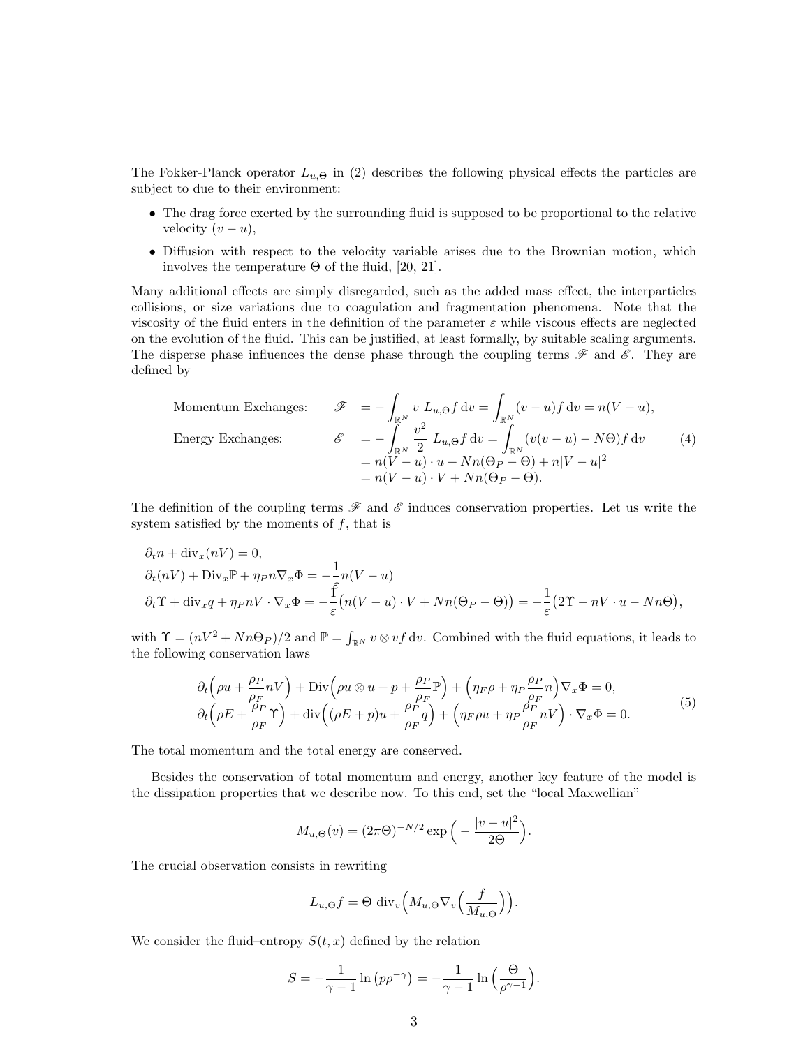The Fokker-Planck operator $L_{u,\Theta}$ in (2) describes the following physical effects the particles are subject to due to their environment:

- The drag force exerted by the surrounding fluid is supposed to be proportional to the relative velocity $(v - u)$,
- Diffusion with respect to the velocity variable arises due to the Brownian motion, which involves the temperature $\Theta$ of the fluid, [20, 21].

Many additional effects are simply disregarded, such as the added mass effect, the interparticles collisions, or size variations due to coagulation and fragmentation phenomena. Note that the viscosity of the fluid enters in the definition of the parameter $\varepsilon$ while viscous effects are neglected on the evolution of the fluid. This can be justified, at least formally, by suitable scaling arguments. The disperse phase influences the dense phase through the coupling terms $\mathscr{F}$ and $\mathscr{E}$. They are defined by

$$
\begin{aligned}
&\text{Momentum Exchanges:} \qquad && \mathscr{F} &&= -\int_{\mathbb{R}^N} v\; L_{u,\Theta} f \,\mathrm{d}v = \int_{\mathbb{R}^N} (v-u) f \,\mathrm{d}v = n(V-u),\\
&\text{Energy Exchanges:} && \mathscr{E} &&= -\int_{\mathbb{R}^N} \frac{v^2}{2}\; L_{u,\Theta} f \,\mathrm{d}v = \int_{\mathbb{R}^N} (v(v-u) - N\Theta) f \,\mathrm{d}v \\
& && &&= n(V-u)\cdot u + Nn(\Theta_P - \Theta) + n|V-u|^2 \\
& && &&= n(V-u)\cdot V + Nn(\Theta_P - \Theta).
\end{aligned}
\tag{4}
$$

The definition of the coupling terms $\mathscr{F}$ and $\mathscr{E}$ induces conservation properties. Let us write the system satisfied by the moments of $f$, that is

$$
\begin{aligned}
&\partial_t n + \mathrm{div}_x(nV) = 0,\\
&\partial_t(nV) + \mathrm{Div}_x \mathbb{P} + \eta_P n \nabla_x \Phi = -\frac{1}{\varepsilon} n(V-u)\\
&\partial_t \Upsilon + \mathrm{div}_x q + \eta_P nV \cdot \nabla_x \Phi = -\frac{1}{\varepsilon}\big(n(V-u)\cdot V + Nn(\Theta_P - \Theta)\big) = -\frac{1}{\varepsilon}\big(2\Upsilon - nV\cdot u - Nn\Theta\big),
\end{aligned}
$$

with $\Upsilon = (nV^2 + Nn\Theta_P)/2$ and $\mathbb{P} = \int_{\mathbb{R}^N} v \otimes v f \,\mathrm{d}v$. Combined with the fluid equations, it leads to the following conservation laws

$$
\begin{aligned}
&\partial_t\Big(\rho u + \frac{\rho_P}{\rho_F} nV\Big) + \mathrm{Div}\Big(\rho u \otimes u + p + \frac{\rho_P}{\rho_F}\mathbb{P}\Big) + \Big(\eta_F \rho + \eta_P \frac{\rho_P}{\rho_F} n\Big)\nabla_x \Phi = 0,\\
&\partial_t\Big(\rho E + \frac{\rho_P}{\rho_F}\Upsilon\Big) + \mathrm{div}\Big((\rho E + p)u + \frac{\rho_P}{\rho_F} q\Big) + \Big(\eta_F \rho u + \eta_P \frac{\rho_P}{\rho_F} nV\Big)\cdot \nabla_x \Phi = 0.
\end{aligned}
\tag{5}
$$

The total momentum and the total energy are conserved.

Besides the conservation of total momentum and energy, another key feature of the model is the dissipation properties that we describe now. To this end, set the "local Maxwellian"

$$
M_{u,\Theta}(v) = (2\pi\Theta)^{-N/2} \exp\Big(-\frac{|v-u|^2}{2\Theta}\Big).
$$

The crucial observation consists in rewriting

$$
L_{u,\Theta} f = \Theta\; \mathrm{div}_v\Big(M_{u,\Theta} \nabla_v\Big(\frac{f}{M_{u,\Theta}}\Big)\Big).
$$

We consider the fluid–entropy $S(t,x)$ defined by the relation

$$
S = -\frac{1}{\gamma - 1}\ln\big(p\rho^{-\gamma}\big) = -\frac{1}{\gamma-1}\ln\Big(\frac{\Theta}{\rho^{\gamma-1}}\Big).
$$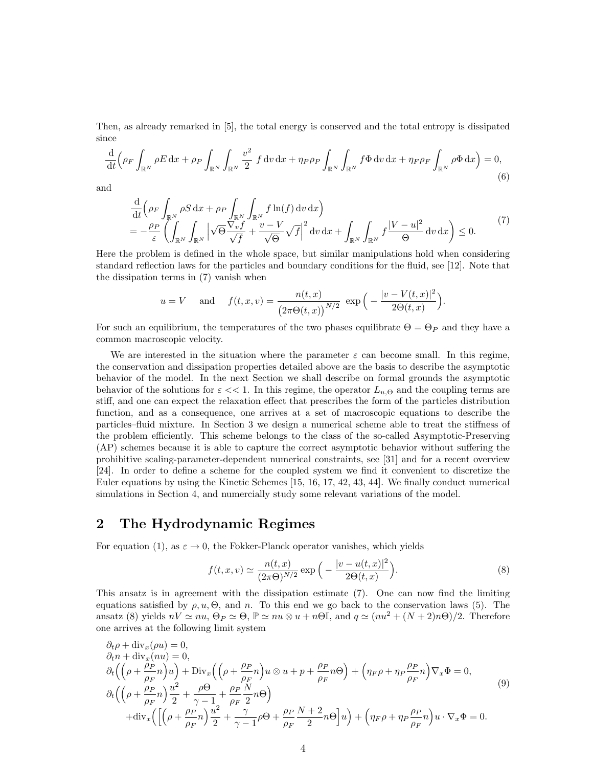Then, as already remarked in [5], the total energy is conserved and the total entropy is dissipated since

$$
\frac{\mathrm{d}}{\mathrm{d}t}\Big(\rho_F \int_{\mathbb{R}^N} \rho E \,\mathrm{d}x + \rho_P \int_{\mathbb{R}^N}\int_{\mathbb{R}^N} \frac{v^2}{2}\, f \,\mathrm{d}v\,\mathrm{d}x + \eta_P \rho_P \int_{\mathbb{R}^N}\int_{\mathbb{R}^N} f\Phi \,\mathrm{d}v\,\mathrm{d}x + \eta_F \rho_F \int_{\mathbb{R}^N} \rho \Phi \,\mathrm{d}x\Big) = 0, \tag{6}
$$

and

$$
\begin{aligned}
&\frac{\mathrm{d}}{\mathrm{d}t}\Big(\rho_F \int_{\mathbb{R}^N} \rho S \,\mathrm{d}x + \rho_P \int_{\mathbb{R}^N}\int_{\mathbb{R}^N} f \ln(f) \,\mathrm{d}v\,\mathrm{d}x\Big) \\
&= -\frac{\rho_P}{\varepsilon}\left(\int_{\mathbb{R}^N}\int_{\mathbb{R}^N} \Big|\sqrt{\Theta}\frac{\nabla_v f}{\sqrt{f}} + \frac{v-V}{\sqrt{\Theta}}\sqrt{f}\Big|^2 \,\mathrm{d}v\,\mathrm{d}x + \int_{\mathbb{R}^N}\int_{\mathbb{R}^N} f\frac{|V-u|^2}{\Theta}\,\mathrm{d}v\,\mathrm{d}x\right) \le 0.
\end{aligned} \tag{7}
$$

Here the problem is defined in the whole space, but similar manipulations hold when considering standard reflection laws for the particles and boundary conditions for the fluid, see [12]. Note that the dissipation terms in (7) vanish when

$$
u = V \quad \text{ and } \quad f(t,x,v) = \frac{n(t,x)}{\big(2\pi\Theta(t,x)\big)^{N/2}}\ \exp\Big(-\frac{|v - V(t,x)|^2}{2\Theta(t,x)}\Big).
$$

For such an equilibrium, the temperatures of the two phases equilibrate $\Theta = \Theta_P$ and they have a common macroscopic velocity.

We are interested in the situation where the parameter $\varepsilon$ can become small. In this regime, the conservation and dissipation properties detailed above are the basis to describe the asymptotic behavior of the model. In the next Section we shall describe on formal grounds the asymptotic behavior of the solutions for $\varepsilon << 1$. In this regime, the operator $L_{u,\Theta}$ and the coupling terms are stiff, and one can expect the relaxation effect that prescribes the form of the particles distribution function, and as a consequence, one arrives at a set of macroscopic equations to describe the particles–fluid mixture. In Section 3 we design a numerical scheme able to treat the stiffness of the problem efficiently. This scheme belongs to the class of the so-called Asymptotic-Preserving (AP) schemes because it is able to capture the correct asymptotic behavior without suffering the prohibitive scaling-parameter-dependent numerical constraints, see [31] and for a recent overview [24]. In order to define a scheme for the coupled system we find it convenient to discretize the Euler equations by using the Kinetic Schemes [15, 16, 17, 42, 43, 44]. We finally conduct numerical simulations in Section 4, and numercially study some relevant variations of the model.

## 2 The Hydrodynamic Regimes

For equation (1), as $\varepsilon \to 0$, the Fokker-Planck operator vanishes, which yields

$$
f(t,x,v) \simeq \frac{n(t,x)}{(2\pi\Theta)^{N/2}} \exp\Big(-\frac{|v-u(t,x)|^2}{2\Theta(t,x)}\Big). \tag{8}
$$

This ansatz is in agreement with the dissipation estimate (7). One can now find the limiting equations satisfied by $\rho, u, \Theta$, and $n$. To this end we go back to the conservation laws (5). The ansatz (8) yields $nV \simeq nu$, $\Theta_P \simeq \Theta$, $\mathbb{P} \simeq nu\otimes u + n\Theta\mathbb{I}$, and $q \simeq (nu^2 + (N+2)n\Theta)/2$. Therefore one arrives at the following limit system

$$
\begin{aligned}
&\partial_t \rho + \mathrm{div}_x(\rho u) = 0,\\
&\partial_t n + \mathrm{div}_x(nu) = 0,\\
&\partial_t\Big(\Big(\rho + \frac{\rho_P}{\rho_F}n\Big)u\Big) + \mathrm{Div}_x\Big(\Big(\rho + \frac{\rho_P}{\rho_F}n\Big)u\otimes u + p + \frac{\rho_P}{\rho_F}n\Theta\Big) + \Big(\eta_F\rho + \eta_P\frac{\rho_P}{\rho_F}n\Big)\nabla_x\Phi = 0,\\
&\partial_t\Big(\Big(\rho + \frac{\rho_P}{\rho_F}n\Big)\frac{u^2}{2} + \frac{\rho\Theta}{\gamma-1} + \frac{\rho_P}{\rho_F}\frac{N}{2}n\Theta\Big)\\
&\quad + \mathrm{div}_x\Big(\Big[\Big(\rho + \frac{\rho_P}{\rho_F}n\Big)\frac{u^2}{2} + \frac{\gamma}{\gamma-1}\rho\Theta + \frac{\rho_P}{\rho_F}\frac{N+2}{2}n\Theta\Big]u\Big) + \Big(\eta_F\rho + \eta_P\frac{\rho_P}{\rho_F}n\Big)u\cdot\nabla_x\Phi = 0.
\end{aligned} \tag{9}
$$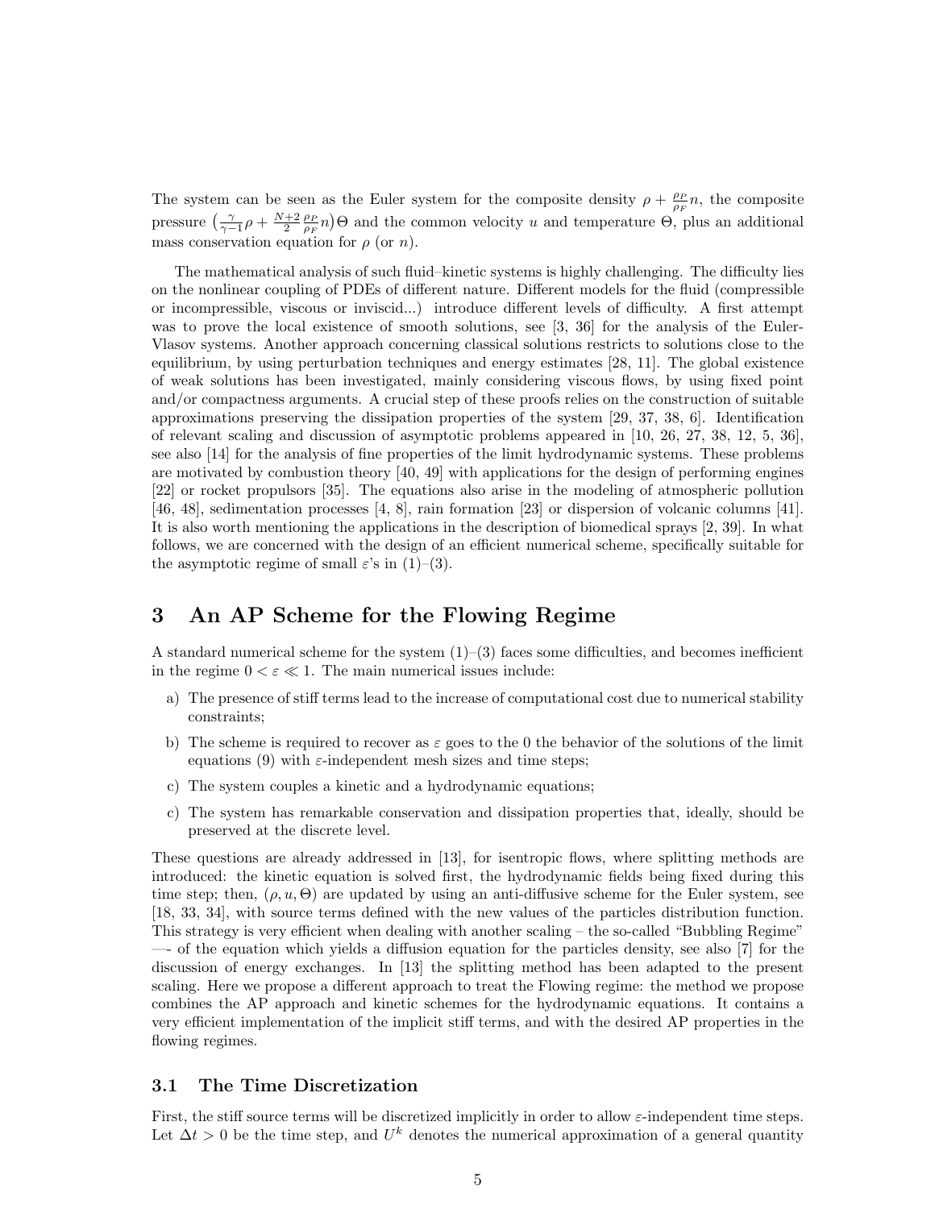The system can be seen as the Euler system for the composite density $\rho + \frac{\rho_P}{\rho_F} n$, the composite pressure $\left(\frac{\gamma}{\gamma-1}\rho + \frac{N+2}{2}\frac{\rho_P}{\rho_F} n\right)\Theta$ and the common velocity $u$ and temperature $\Theta$, plus an additional mass conservation equation for $\rho$ (or $n$).

The mathematical analysis of such fluid–kinetic systems is highly challenging. The difficulty lies on the nonlinear coupling of PDEs of different nature. Different models for the fluid (compressible or incompressible, viscous or inviscid...) introduce different levels of difficulty. A first attempt was to prove the local existence of smooth solutions, see [3, 36] for the analysis of the Euler-Vlasov systems. Another approach concerning classical solutions restricts to solutions close to the equilibrium, by using perturbation techniques and energy estimates [28, 11]. The global existence of weak solutions has been investigated, mainly considering viscous flows, by using fixed point and/or compactness arguments. A crucial step of these proofs relies on the construction of suitable approximations preserving the dissipation properties of the system [29, 37, 38, 6]. Identification of relevant scaling and discussion of asymptotic problems appeared in [10, 26, 27, 38, 12, 5, 36], see also [14] for the analysis of fine properties of the limit hydrodynamic systems. These problems are motivated by combustion theory [40, 49] with applications for the design of performing engines [22] or rocket propulsors [35]. The equations also arise in the modeling of atmospheric pollution [46, 48], sedimentation processes [4, 8], rain formation [23] or dispersion of volcanic columns [41]. It is also worth mentioning the applications in the description of biomedical sprays [2, 39]. In what follows, we are concerned with the design of an efficient numerical scheme, specifically suitable for the asymptotic regime of small $\varepsilon$'s in (1)–(3).

# 3 An AP Scheme for the Flowing Regime

A standard numerical scheme for the system (1)–(3) faces some difficulties, and becomes inefficient in the regime $0 < \varepsilon \ll 1$. The main numerical issues include:

a) The presence of stiff terms lead to the increase of computational cost due to numerical stability constraints;

b) The scheme is required to recover as $\varepsilon$ goes to the 0 the behavior of the solutions of the limit equations (9) with $\varepsilon$-independent mesh sizes and time steps;

c) The system couples a kinetic and a hydrodynamic equations;

c) The system has remarkable conservation and dissipation properties that, ideally, should be preserved at the discrete level.

These questions are already addressed in [13], for isentropic flows, where splitting methods are introduced: the kinetic equation is solved first, the hydrodynamic fields being fixed during this time step; then, $(\rho, u, \Theta)$ are updated by using an anti-diffusive scheme for the Euler system, see [18, 33, 34], with source terms defined with the new values of the particles distribution function. This strategy is very efficient when dealing with another scaling – the so-called "Bubbling Regime" —- of the equation which yields a diffusion equation for the particles density, see also [7] for the discussion of energy exchanges. In [13] the splitting method has been adapted to the present scaling. Here we propose a different approach to treat the Flowing regime: the method we propose combines the AP approach and kinetic schemes for the hydrodynamic equations. It contains a very efficient implementation of the implicit stiff terms, and with the desired AP properties in the flowing regimes.

## 3.1 The Time Discretization

First, the stiff source terms will be discretized implicitly in order to allow $\varepsilon$-independent time steps. Let $\Delta t > 0$ be the time step, and $U^k$ denotes the numerical approximation of a general quantity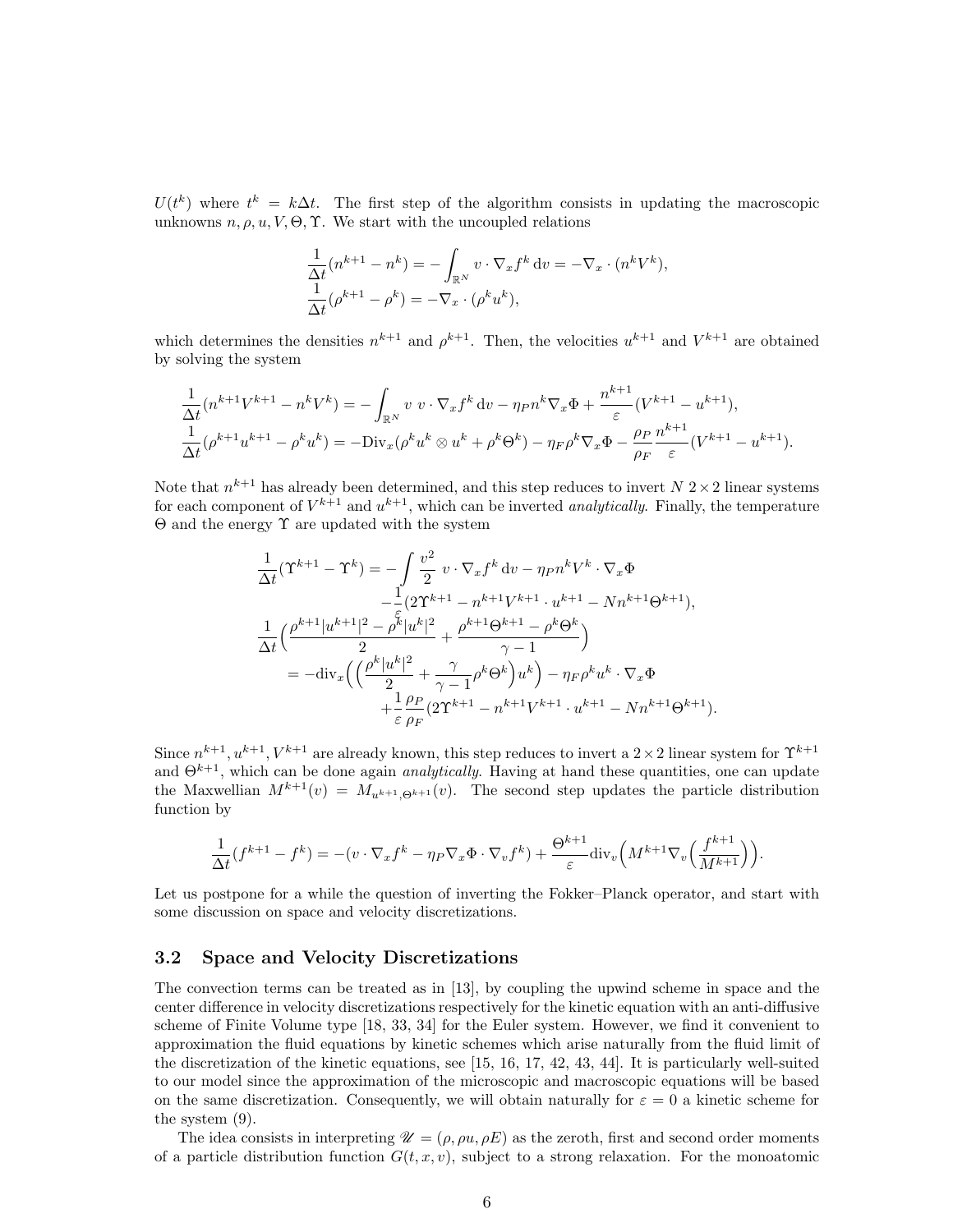$U(t^k)$ where $t^k = k\Delta t$. The first step of the algorithm consists in updating the macroscopic unknowns $n, \rho, u, V, \Theta, \Upsilon$. We start with the uncoupled relations

$$
\begin{aligned}
&\frac{1}{\Delta t}(n^{k+1} - n^k) = -\int_{\mathbb{R}^N} v \cdot \nabla_x f^k \, \mathrm{d}v = -\nabla_x \cdot (n^k V^k), \\
&\frac{1}{\Delta t}(\rho^{k+1} - \rho^k) = -\nabla_x \cdot (\rho^k u^k),
\end{aligned}
$$

which determines the densities $n^{k+1}$ and $\rho^{k+1}$. Then, the velocities $u^{k+1}$ and $V^{k+1}$ are obtained by solving the system

$$
\begin{aligned}
&\frac{1}{\Delta t}(n^{k+1}V^{k+1} - n^k V^k) = -\int_{\mathbb{R}^N} v \; v \cdot \nabla_x f^k \, \mathrm{d}v - \eta_P n^k \nabla_x \Phi + \frac{n^{k+1}}{\varepsilon}(V^{k+1} - u^{k+1}), \\
&\frac{1}{\Delta t}(\rho^{k+1}u^{k+1} - \rho^k u^k) = -\mathrm{Div}_x(\rho^k u^k \otimes u^k + \rho^k \Theta^k) - \eta_F \rho^k \nabla_x \Phi - \frac{\rho_P}{\rho_F}\frac{n^{k+1}}{\varepsilon}(V^{k+1} - u^{k+1}).
\end{aligned}
$$

Note that $n^{k+1}$ has already been determined, and this step reduces to invert $N$ $2\times 2$ linear systems for each component of $V^{k+1}$ and $u^{k+1}$, which can be inverted *analytically*. Finally, the temperature $\Theta$ and the energy $\Upsilon$ are updated with the system

$$
\begin{aligned}
\frac{1}{\Delta t}(\Upsilon^{k+1} - \Upsilon^k) &= -\int \frac{v^2}{2} \; v \cdot \nabla_x f^k \, \mathrm{d}v - \eta_P n^k V^k \cdot \nabla_x \Phi \\
&\quad - \frac{1}{\varepsilon}(2\Upsilon^{k+1} - n^{k+1}V^{k+1} \cdot u^{k+1} - N n^{k+1}\Theta^{k+1}), \\
\frac{1}{\Delta t}\Big(\frac{\rho^{k+1}|u^{k+1}|^2 - \rho^k|u^k|^2}{2} &+ \frac{\rho^{k+1}\Theta^{k+1} - \rho^k\Theta^k}{\gamma - 1}\Big) \\
&= -\mathrm{div}_x\Big(\Big(\frac{\rho^k|u^k|^2}{2} + \frac{\gamma}{\gamma-1}\rho^k\Theta^k\Big)u^k\Big) - \eta_F \rho^k u^k \cdot \nabla_x \Phi \\
&\quad + \frac{1}{\varepsilon}\frac{\rho_P}{\rho_F}(2\Upsilon^{k+1} - n^{k+1}V^{k+1} \cdot u^{k+1} - N n^{k+1}\Theta^{k+1}).
\end{aligned}
$$

Since $n^{k+1}, u^{k+1}, V^{k+1}$ are already known, this step reduces to invert a $2\times 2$ linear system for $\Upsilon^{k+1}$ and $\Theta^{k+1}$, which can be done again *analytically*. Having at hand these quantities, one can update the Maxwellian $M^{k+1}(v) = M_{u^{k+1},\Theta^{k+1}}(v)$. The second step updates the particle distribution function by

$$
\frac{1}{\Delta t}(f^{k+1} - f^k) = -(v \cdot \nabla_x f^k - \eta_P \nabla_x \Phi \cdot \nabla_v f^k) + \frac{\Theta^{k+1}}{\varepsilon}\mathrm{div}_v\Big(M^{k+1}\nabla_v\Big(\frac{f^{k+1}}{M^{k+1}}\Big)\Big).
$$

Let us postpone for a while the question of inverting the Fokker–Planck operator, and start with some discussion on space and velocity discretizations.

### 3.2 Space and Velocity Discretizations

The convection terms can be treated as in [13], by coupling the upwind scheme in space and the center difference in velocity discretizations respectively for the kinetic equation with an anti-diffusive scheme of Finite Volume type [18, 33, 34] for the Euler system. However, we find it convenient to approximation the fluid equations by kinetic schemes which arise naturally from the fluid limit of the discretization of the kinetic equations, see [15, 16, 17, 42, 43, 44]. It is particularly well-suited to our model since the approximation of the microscopic and macroscopic equations will be based on the same discretization. Consequently, we will obtain naturally for $\varepsilon = 0$ a kinetic scheme for the system (9).

The idea consists in interpreting $\mathscr{U} = (\rho, \rho u, \rho E)$ as the zeroth, first and second order moments of a particle distribution function $G(t, x, v)$, subject to a strong relaxation. For the monoatomic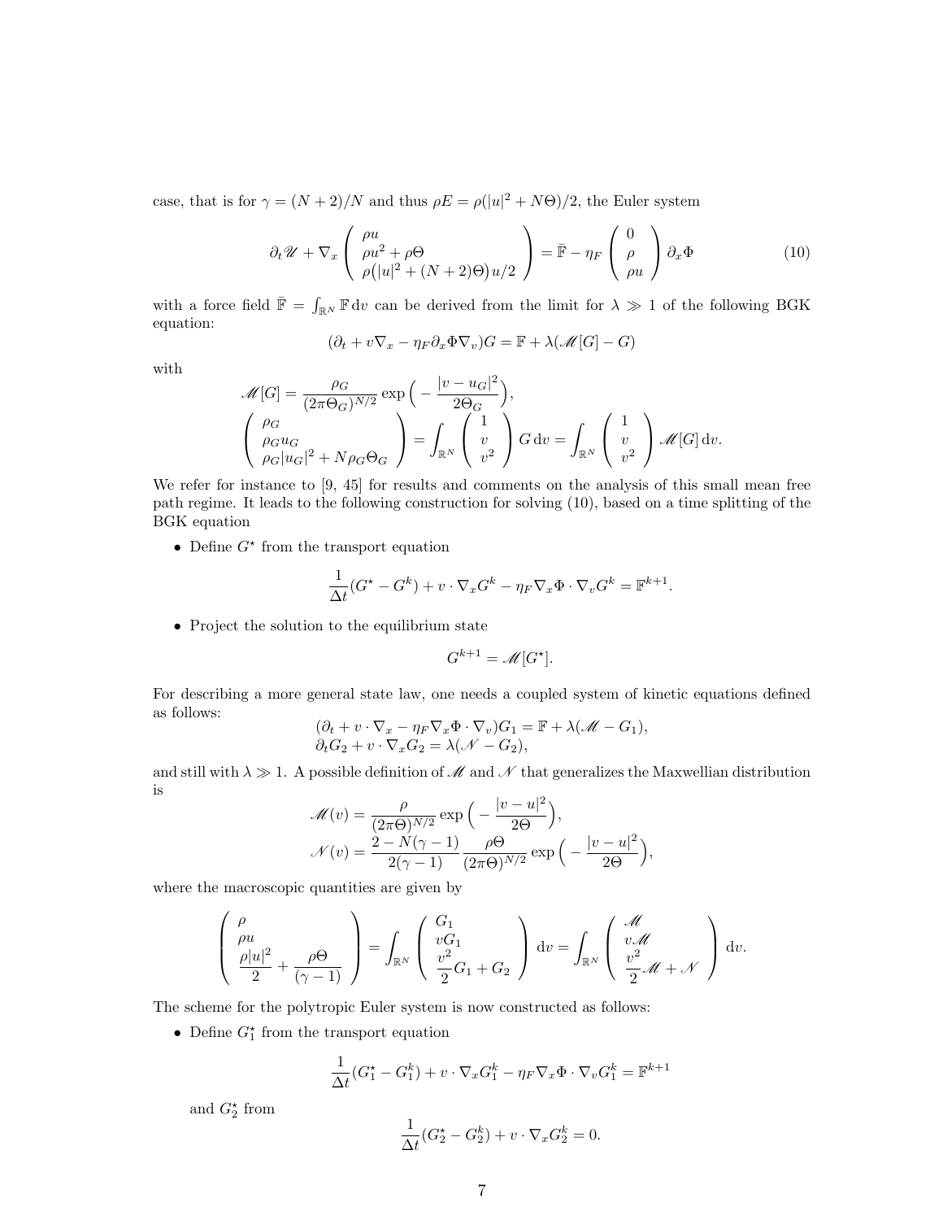case, that is for $\gamma = (N+2)/N$ and thus $\rho E = \rho(|u|^2 + N\Theta)/2$, the Euler system

$$\partial_t \mathscr{U} + \nabla_x \begin{pmatrix} \rho u \\ \rho u^2 + \rho\Theta \\ \rho\big(|u|^2 + (N+2)\Theta\big)u/2 \end{pmatrix} = \bar{\mathbb{F}} - \eta_F \begin{pmatrix} 0 \\ \rho \\ \rho u \end{pmatrix} \partial_x \Phi \tag{10}$$

with a force field $\bar{\mathbb{F}} = \int_{\mathbb{R}^N} \mathbb{F}\,\mathrm{d}v$ can be derived from the limit for $\lambda \gg 1$ of the following BGK equation:

$$(\partial_t + v\nabla_x - \eta_F \partial_x \Phi \nabla_v)G = \mathbb{F} + \lambda(\mathscr{M}[G] - G)$$

with

$$\mathscr{M}[G] = \frac{\rho_G}{(2\pi\Theta_G)^{N/2}} \exp\Big(-\frac{|v-u_G|^2}{2\Theta_G}\Big),$$

$$\begin{pmatrix} \rho_G \\ \rho_G u_G \\ \rho_G |u_G|^2 + N\rho_G\Theta_G \end{pmatrix} = \int_{\mathbb{R}^N} \begin{pmatrix} 1 \\ v \\ v^2 \end{pmatrix} G\,\mathrm{d}v = \int_{\mathbb{R}^N} \begin{pmatrix} 1 \\ v \\ v^2 \end{pmatrix} \mathscr{M}[G]\,\mathrm{d}v.$$

We refer for instance to [9, 45] for results and comments on the analysis of this small mean free path regime. It leads to the following construction for solving (10), based on a time splitting of the BGK equation

- Define $G^\star$ from the transport equation

$$\frac{1}{\Delta t}(G^\star - G^k) + v\cdot\nabla_x G^k - \eta_F \nabla_x\Phi\cdot\nabla_v G^k = \mathbb{F}^{k+1}.$$

- Project the solution to the equilibrium state

$$G^{k+1} = \mathscr{M}[G^\star].$$

For describing a more general state law, one needs a coupled system of kinetic equations defined as follows:

$$(\partial_t + v\cdot\nabla_x - \eta_F\nabla_x\Phi\cdot\nabla_v)G_1 = \mathbb{F} + \lambda(\mathscr{M} - G_1),$$
$$\partial_t G_2 + v\cdot\nabla_x G_2 = \lambda(\mathscr{N} - G_2),$$

and still with $\lambda \gg 1$. A possible definition of $\mathscr{M}$ and $\mathscr{N}$ that generalizes the Maxwellian distribution is

$$\mathscr{M}(v) = \frac{\rho}{(2\pi\Theta)^{N/2}} \exp\Big(-\frac{|v-u|^2}{2\Theta}\Big),$$
$$\mathscr{N}(v) = \frac{2 - N(\gamma-1)}{2(\gamma-1)} \frac{\rho\Theta}{(2\pi\Theta)^{N/2}} \exp\Big(-\frac{|v-u|^2}{2\Theta}\Big),$$

where the macroscopic quantities are given by

$$\begin{pmatrix} \rho \\ \rho u \\ \dfrac{\rho|u|^2}{2} + \dfrac{\rho\Theta}{(\gamma-1)} \end{pmatrix} = \int_{\mathbb{R}^N} \begin{pmatrix} G_1 \\ vG_1 \\ \dfrac{v^2}{2}G_1 + G_2 \end{pmatrix} \mathrm{d}v = \int_{\mathbb{R}^N} \begin{pmatrix} \mathscr{M} \\ v\mathscr{M} \\ \dfrac{v^2}{2}\mathscr{M} + \mathscr{N} \end{pmatrix} \mathrm{d}v.$$

The scheme for the polytropic Euler system is now constructed as follows:

- Define $G_1^\star$ from the transport equation

$$\frac{1}{\Delta t}(G_1^\star - G_1^k) + v\cdot\nabla_x G_1^k - \eta_F\nabla_x\Phi\cdot\nabla_v G_1^k = \mathbb{F}^{k+1}$$

  and $G_2^\star$ from

$$\frac{1}{\Delta t}(G_2^\star - G_2^k) + v\cdot\nabla_x G_2^k = 0.$$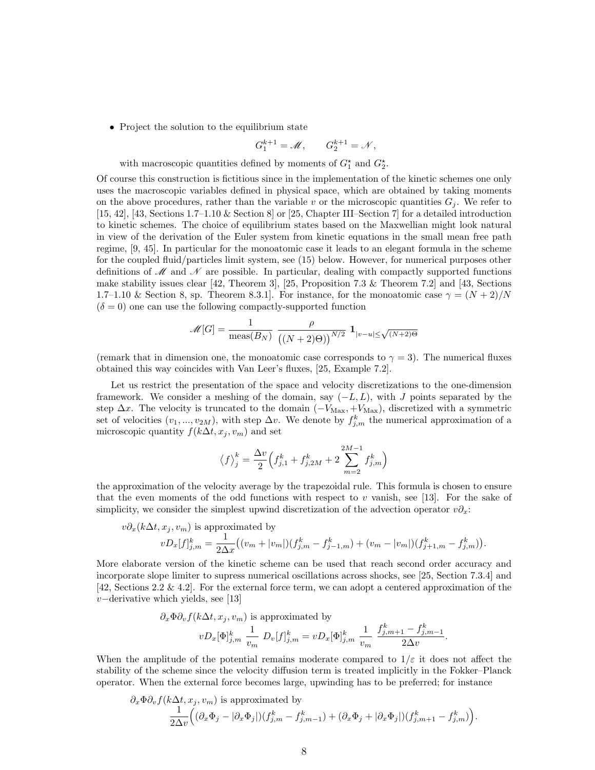- Project the solution to the equilibrium state

$$G_1^{k+1} = \mathscr{M}, \qquad G_2^{k+1} = \mathscr{N},$$

with macroscopic quantities defined by moments of $G_1^\star$ and $G_2^\star$.

Of course this construction is fictitious since in the implementation of the kinetic schemes one only uses the macroscopic variables defined in physical space, which are obtained by taking moments on the above procedures, rather than the variable $v$ or the microscopic quantities $G_j$. We refer to [15, 42], [43, Sections 1.7–1.10 & Section 8] or [25, Chapter III–Section 7] for a detailed introduction to kinetic schemes. The choice of equilibrium states based on the Maxwellian might look natural in view of the derivation of the Euler system from kinetic equations in the small mean free path regime, [9, 45]. In particular for the monoatomic case it leads to an elegant formula in the scheme for the coupled fluid/particles limit system, see (15) below. However, for numerical purposes other definitions of $\mathscr{M}$ and $\mathscr{N}$ are possible. In particular, dealing with compactly supported functions make stability issues clear [42, Theorem 3], [25, Proposition 7.3 & Theorem 7.2] and [43, Sections 1.7–1.10 & Section 8, sp. Theorem 8.3.1]. For instance, for the monoatomic case $\gamma = (N+2)/N$ ($\delta = 0$) one can use the following compactly-supported function

$$\mathscr{M}[G] = \frac{1}{\operatorname{meas}(B_N)} \; \frac{\rho}{\big((N+2)\Theta\big)^{N/2}} \; \mathbf{1}_{|v-u| \le \sqrt{(N+2)\Theta}}$$

(remark that in dimension one, the monoatomic case corresponds to $\gamma = 3$). The numerical fluxes obtained this way coincides with Van Leer's fluxes, [25, Example 7.2].

Let us restrict the presentation of the space and velocity discretizations to the one-dimension framework. We consider a meshing of the domain, say $(-L, L)$, with $J$ points separated by the step $\Delta x$. The velocity is truncated to the domain $(-V_{\mathrm{Max}}, +V_{\mathrm{Max}})$, discretized with a symmetric set of velocities $(v_1, ..., v_{2M})$, with step $\Delta v$. We denote by $f^k_{j,m}$ the numerical approximation of a microscopic quantity $f(k\Delta t, x_j, v_m)$ and set

$$\langle f \rangle_j^k = \frac{\Delta v}{2} \Big( f^k_{j,1} + f^k_{j,2M} + 2 \sum_{m=2}^{2M-1} f^k_{j,m} \Big)$$

the approximation of the velocity average by the trapezoidal rule. This formula is chosen to ensure that the even moments of the odd functions with respect to $v$ vanish, see [13]. For the sake of simplicity, we consider the simplest upwind discretization of the advection operator $v\partial_x$:

$v\partial_x(k\Delta t, x_j, v_m)$ is approximated by

$$vD_x[f]^k_{j,m} = \frac{1}{2\Delta x}\big( (v_m + |v_m|)(f^k_{j,m} - f^k_{j-1,m}) + (v_m - |v_m|)(f^k_{j+1,m} - f^k_{j,m}) \big).$$

More elaborate version of the kinetic scheme can be used that reach second order accuracy and incorporate slope limiter to supress numerical oscillations across shocks, see [25, Section 7.3.4] and [42, Sections 2.2 & 4.2]. For the external force term, we can adopt a centered approximation of the $v-$derivative which yields, see [13]

$\partial_x \Phi \partial_v f(k\Delta t, x_j, v_m)$ is approximated by

$$vD_x[\Phi]^k_{j,m} \; \frac{1}{v_m} \; D_v[f]^k_{j,m} = vD_x[\Phi]^k_{j,m} \; \frac{1}{v_m} \; \frac{f^k_{j,m+1} - f^k_{j,m-1}}{2\Delta v}.$$

When the amplitude of the potential remains moderate compared to $1/\varepsilon$ it does not affect the stability of the scheme since the velocity diffusion term is treated implicitly in the Fokker–Planck operator. When the external force becomes large, upwinding has to be preferred; for instance

$\partial_x \Phi \partial_v f(k\Delta t, x_j, v_m)$ is approximated by

$$\frac{1}{2\Delta v}\Big( (\partial_x \Phi_j - |\partial_x \Phi_j|)(f^k_{j,m} - f^k_{j,m-1}) + (\partial_x \Phi_j + |\partial_x \Phi_j|)(f^k_{j,m+1} - f^k_{j,m}) \Big).$$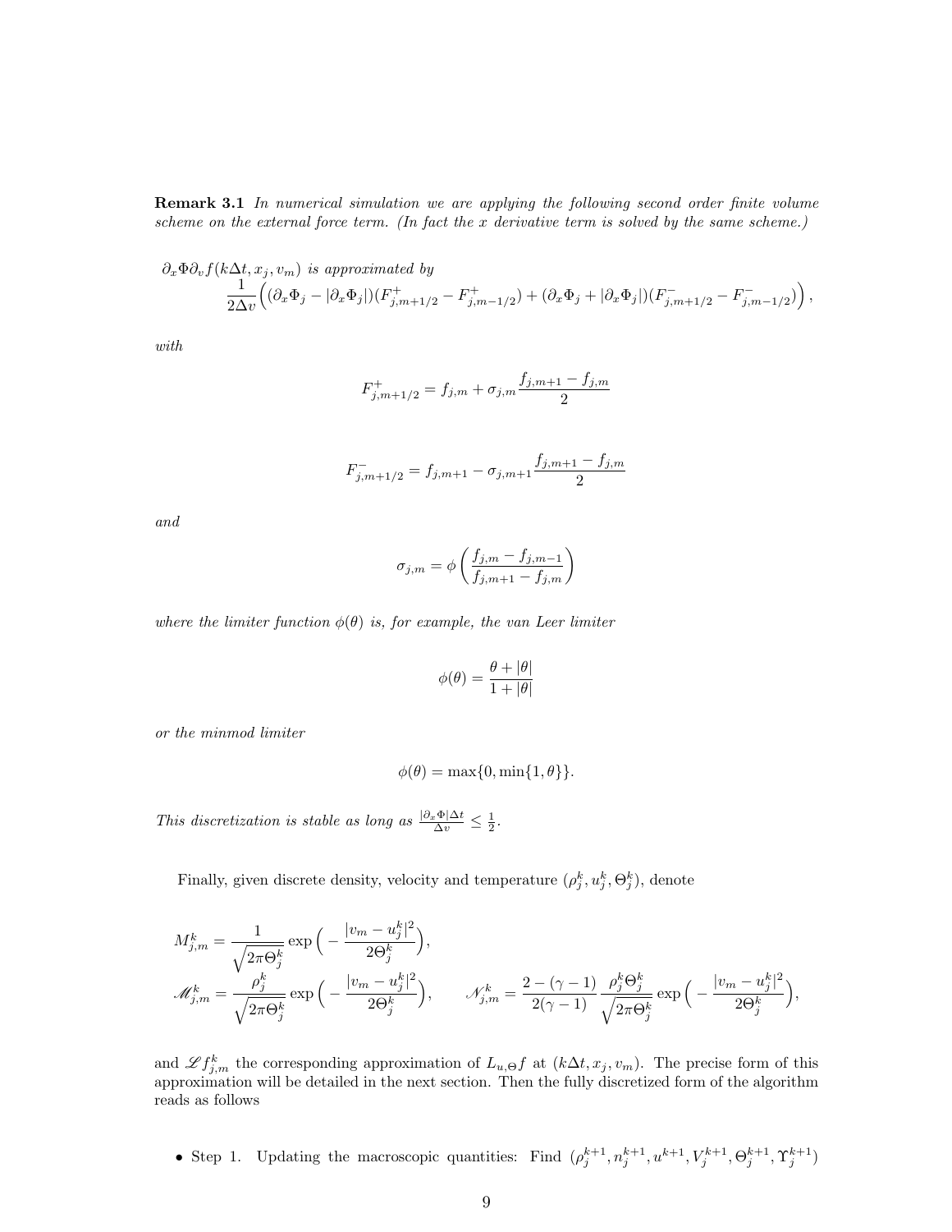**Remark 3.1** *In numerical simulation we are applying the following second order finite volume scheme on the external force term. (In fact the x derivative term is solved by the same scheme.)*

$\partial_x \Phi \partial_v f(k\Delta t, x_j, v_m)$ *is approximated by*

$$\frac{1}{2\Delta v}\Big((\partial_x \Phi_j - |\partial_x \Phi_j|)(F^+_{j,m+1/2} - F^+_{j,m-1/2}) + (\partial_x \Phi_j + |\partial_x \Phi_j|)(F^-_{j,m+1/2} - F^-_{j,m-1/2})\Big),$$

*with*

$$F^+_{j,m+1/2} = f_{j,m} + \sigma_{j,m}\frac{f_{j,m+1} - f_{j,m}}{2}$$

$$F^-_{j,m+1/2} = f_{j,m+1} - \sigma_{j,m+1}\frac{f_{j,m+1} - f_{j,m}}{2}$$

*and*

$$\sigma_{j,m} = \phi\left(\frac{f_{j,m} - f_{j,m-1}}{f_{j,m+1} - f_{j,m}}\right)$$

*where the limiter function $\phi(\theta)$ is, for example, the van Leer limiter*

$$\phi(\theta) = \frac{\theta + |\theta|}{1 + |\theta|}$$

*or the minmod limiter*

$$\phi(\theta) = \max\{0, \min\{1, \theta\}\}.$$

*This discretization is stable as long as $\frac{|\partial_x \Phi|\Delta t}{\Delta v} \le \frac{1}{2}$.*

Finally, given discrete density, velocity and temperature $(\rho^k_j, u^k_j, \Theta^k_j)$, denote

$$M^k_{j,m} = \frac{1}{\sqrt{2\pi\Theta^k_j}}\exp\Big(-\frac{|v_m - u^k_j|^2}{2\Theta^k_j}\Big),$$

$$\mathscr{M}^k_{j,m} = \frac{\rho^k_j}{\sqrt{2\pi\Theta^k_j}}\exp\Big(-\frac{|v_m - u^k_j|^2}{2\Theta^k_j}\Big), \qquad \mathscr{N}^k_{j,m} = \frac{2-(\gamma-1)}{2(\gamma-1)}\frac{\rho^k_j\Theta^k_j}{\sqrt{2\pi\Theta^k_j}}\exp\Big(-\frac{|v_m - u^k_j|^2}{2\Theta^k_j}\Big),$$

and $\mathscr{L}f^k_{j,m}$ the corresponding approximation of $L_{u,\Theta}f$ at $(k\Delta t, x_j, v_m)$. The precise form of this approximation will be detailed in the next section. Then the fully discretized form of the algorithm reads as follows

- Step 1. Updating the macroscopic quantities: Find $(\rho^{k+1}_j, n^{k+1}_j, u^{k+1}, V^{k+1}_j, \Theta^{k+1}_j, \Upsilon^{k+1}_j)$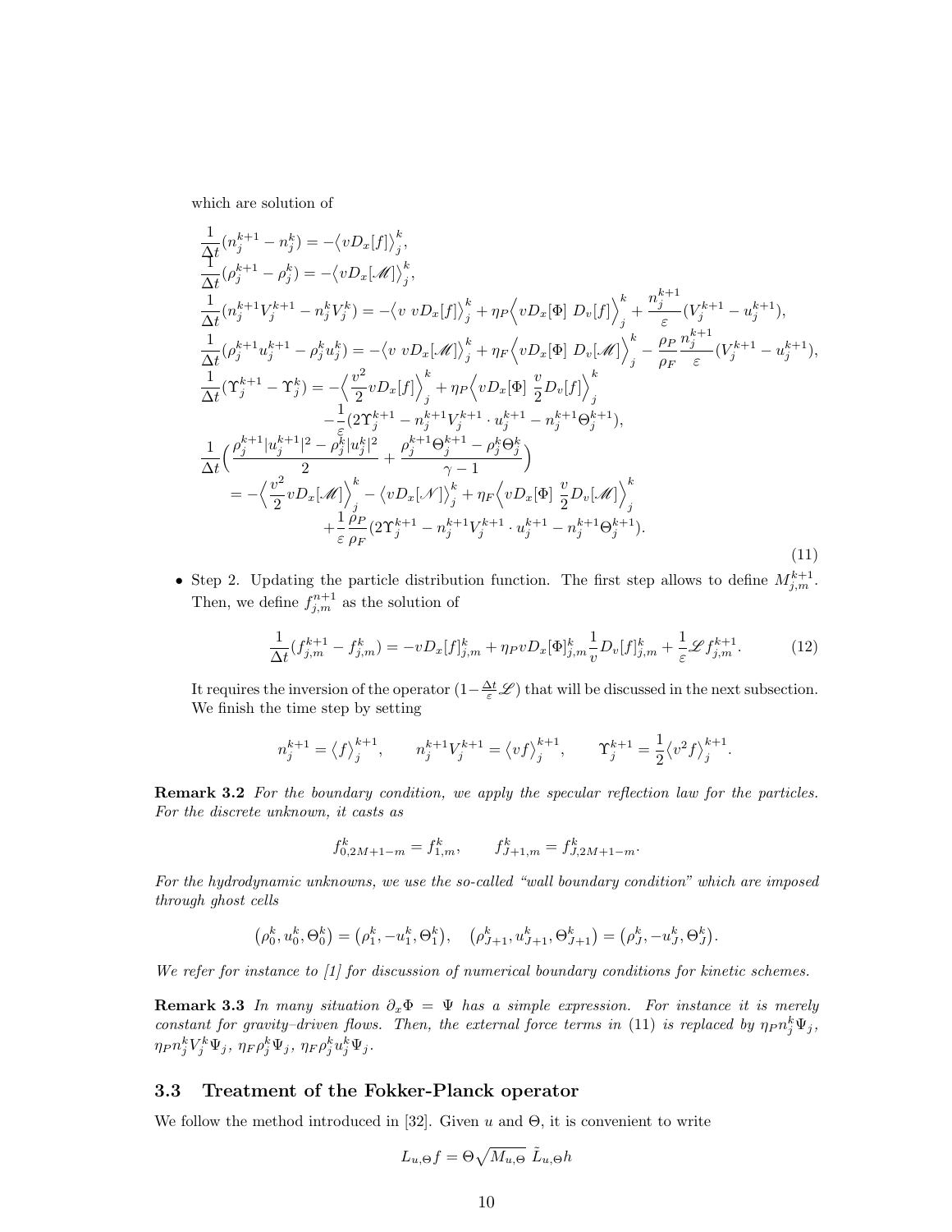which are solution of

$$
\begin{aligned}
&\frac{1}{\Delta t}(n_j^{k+1} - n_j^k) = -\big\langle v D_x[f]\big\rangle_j^k,\\
&\frac{1}{\Delta t}(\rho_j^{k+1} - \rho_j^k) = -\big\langle v D_x[\mathscr{M}]\big\rangle_j^k,\\
&\frac{1}{\Delta t}(n_j^{k+1}V_j^{k+1} - n_j^k V_j^k) = -\big\langle v\ v D_x[f]\big\rangle_j^k + \eta_P\Big\langle v D_x[\Phi]\ D_v[f]\Big\rangle_j^k + \frac{n_j^{k+1}}{\varepsilon}(V_j^{k+1} - u_j^{k+1}),\\
&\frac{1}{\Delta t}(\rho_j^{k+1}u_j^{k+1} - \rho_j^k u_j^k) = -\big\langle v\ v D_x[\mathscr{M}]\big\rangle_j^k + \eta_F\Big\langle v D_x[\Phi]\ D_v[\mathscr{M}]\Big\rangle_j^k - \frac{\rho_P}{\rho_F}\frac{n_j^{k+1}}{\varepsilon}(V_j^{k+1} - u_j^{k+1}),\\
&\frac{1}{\Delta t}(\Upsilon_j^{k+1} - \Upsilon_j^k) = -\Big\langle \frac{v^2}{2} v D_x[f]\Big\rangle_j^k + \eta_P\Big\langle v D_x[\Phi]\ \frac{v}{2} D_v[f]\Big\rangle_j^k\\
&\qquad\qquad -\frac{1}{\varepsilon}(2\Upsilon_j^{k+1} - n_j^{k+1}V_j^{k+1}\cdot u_j^{k+1} - n_j^{k+1}\Theta_j^{k+1}),\\
&\frac{1}{\Delta t}\Big(\frac{\rho_j^{k+1}|u_j^{k+1}|^2 - \rho_j^k|u_j^k|^2}{2} + \frac{\rho_j^{k+1}\Theta_j^{k+1} - \rho_j^k\Theta_j^k}{\gamma - 1}\Big)\\
&\quad = -\Big\langle \frac{v^2}{2} v D_x[\mathscr{M}]\Big\rangle_j^k - \big\langle v D_x[\mathscr{N}]\big\rangle_j^k + \eta_F\Big\langle v D_x[\Phi]\ \frac{v}{2} D_v[\mathscr{M}]\Big\rangle_j^k\\
&\qquad + \frac{1}{\varepsilon}\frac{\rho_P}{\rho_F}(2\Upsilon_j^{k+1} - n_j^{k+1}V_j^{k+1}\cdot u_j^{k+1} - n_j^{k+1}\Theta_j^{k+1}).
\end{aligned}
\tag{11}
$$

- Step 2. Updating the particle distribution function. The first step allows to define $M_{j,m}^{k+1}$. Then, we define $f_{j,m}^{n+1}$ as the solution of

$$
\frac{1}{\Delta t}(f_{j,m}^{k+1} - f_{j,m}^k) = -v D_x[f]_{j,m}^k + \eta_P v D_x[\Phi]_{j,m}^k \frac{1}{v} D_v[f]_{j,m}^k + \frac{1}{\varepsilon}\mathscr{L} f_{j,m}^{k+1}. \tag{12}
$$

It requires the inversion of the operator $(1 - \frac{\Delta t}{\varepsilon}\mathscr{L})$ that will be discussed in the next subsection. We finish the time step by setting

$$
n_j^{k+1} = \big\langle f\big\rangle_j^{k+1}, \qquad n_j^{k+1}V_j^{k+1} = \big\langle vf\big\rangle_j^{k+1}, \qquad \Upsilon_j^{k+1} = \frac{1}{2}\big\langle v^2 f\big\rangle_j^{k+1}.
$$

**Remark 3.2** *For the boundary condition, we apply the specular reflection law for the particles. For the discrete unknown, it casts as*

$$
f_{0,2M+1-m}^k = f_{1,m}^k, \qquad f_{J+1,m}^k = f_{J,2M+1-m}^k.
$$

*For the hydrodynamic unknowns, we use the so-called "wall boundary condition" which are imposed through ghost cells*

$$
(\rho_0^k, u_0^k, \Theta_0^k) = (\rho_1^k, -u_1^k, \Theta_1^k), \quad (\rho_{J+1}^k, u_{J+1}^k, \Theta_{J+1}^k) = (\rho_J^k, -u_J^k, \Theta_J^k).
$$

*We refer for instance to [1] for discussion of numerical boundary conditions for kinetic schemes.*

**Remark 3.3** *In many situation $\partial_x\Phi = \Psi$ has a simple expression. For instance it is merely constant for gravity–driven flows. Then, the external force terms in* (11) *is replaced by $\eta_P n_j^k \Psi_j$, $\eta_P n_j^k V_j^k \Psi_j$, $\eta_F \rho_j^k \Psi_j$, $\eta_F \rho_j^k u_j^k \Psi_j$.*

### 3.3 Treatment of the Fokker-Planck operator

We follow the method introduced in [32]. Given $u$ and $\Theta$, it is convenient to write

$$
L_{u,\Theta} f = \Theta\sqrt{M_{u,\Theta}}\ \tilde{L}_{u,\Theta} h
$$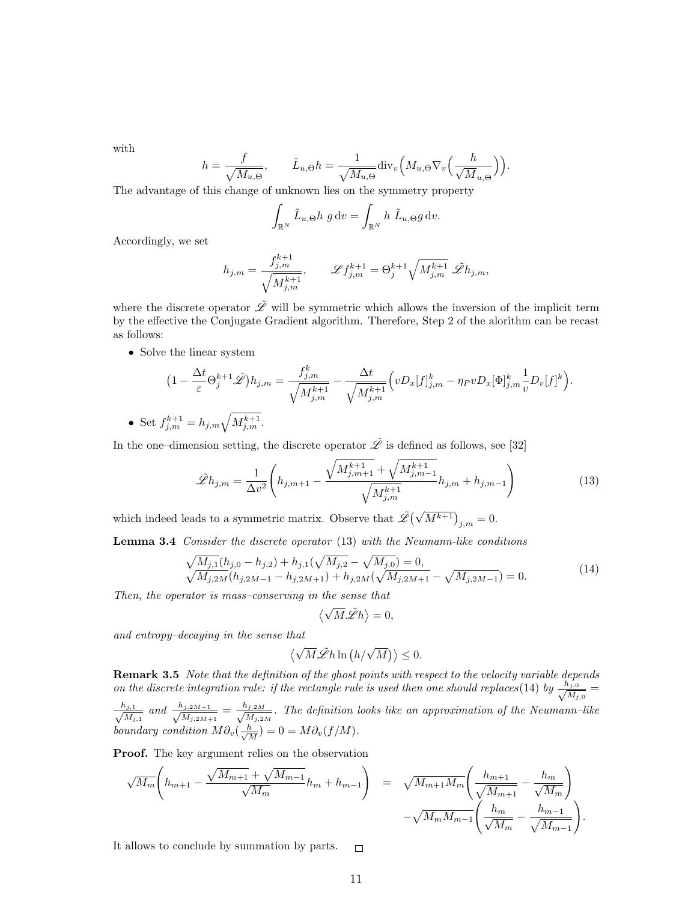with

$$h = \frac{f}{\sqrt{M_{u,\Theta}}}, \qquad \tilde{L}_{u,\Theta} h = \frac{1}{\sqrt{M_{u,\Theta}}} \mathrm{div}_v \Big( M_{u,\Theta} \nabla_v \Big( \frac{h}{\sqrt{M}_{u,\Theta}} \Big) \Big).$$

The advantage of this change of unknown lies on the symmetry property

$$\int_{\mathbb{R}^N} \tilde{L}_{u,\Theta} h \; g \, \mathrm{d}v = \int_{\mathbb{R}^N} h \; \tilde{L}_{u,\Theta} g \, \mathrm{d}v.$$

Accordingly, we set

$$h_{j,m} = \frac{f_{j,m}^{k+1}}{\sqrt{M_{j,m}^{k+1}}}, \qquad \mathscr{L} f_{j,m}^{k+1} = \Theta_j^{k+1} \sqrt{M_{j,m}^{k+1}} \; \tilde{\mathscr{L}} h_{j,m},$$

where the discrete operator $\tilde{\mathscr{L}}$ will be symmetric which allows the inversion of the implicit term by the effective the Conjugate Gradient algorithm. Therefore, Step 2 of the alorithm can be recast as follows:

- Solve the linear system

$$\big(1 - \frac{\Delta t}{\varepsilon} \Theta_j^{k+1} \tilde{\mathscr{L}}\big) h_{j,m} = \frac{f_{j,m}^k}{\sqrt{M_{j,m}^{k+1}}} - \frac{\Delta t}{\sqrt{M_{j,m}^{k+1}}} \Big( v D_x[f]_{j,m}^k - \eta_P v D_x[\Phi]_{j,m}^k \frac{1}{v} D_v[f]^k \Big).$$

- Set $f_{j,m}^{k+1} = h_{j,m} \sqrt{M_{j,m}^{k+1}}$.

In the one–dimension setting, the discrete operator $\tilde{\mathscr{L}}$ is defined as follows, see [32]

$$\tilde{\mathscr{L}} h_{j,m} = \frac{1}{\Delta v^2} \left( h_{j,m+1} - \frac{\sqrt{M_{j,m+1}^{k+1}} + \sqrt{M_{j,m-1}^{k+1}}}{\sqrt{M_{j,m}^{k+1}}} h_{j,m} + h_{j,m-1} \right) \tag{13}$$

which indeed leads to a symmetric matrix. Observe that $\tilde{\mathscr{L}}\big(\sqrt{M^{k+1}}\big)_{j,m} = 0$.

**Lemma 3.4** *Consider the discrete operator* (13) *with the Neumann-like conditions*

$$\begin{aligned} &\sqrt{M_{j,1}}(h_{j,0} - h_{j,2}) + h_{j,1}(\sqrt{M_{j,2}} - \sqrt{M_{j,0}}) = 0, \\ &\sqrt{M_{j,2M}}(h_{j,2M-1} - h_{j,2M+1}) + h_{j,2M}(\sqrt{M_{j,2M+1}} - \sqrt{M_{j,2M-1}}) = 0. \end{aligned} \tag{14}$$

*Then, the operator is mass–conserving in the sense that*

$$\big\langle \sqrt{M} \tilde{\mathscr{L}} h \big\rangle = 0,$$

*and entropy–decaying in the sense that*

$$\big\langle \sqrt{M} \tilde{\mathscr{L}} h \ln\big(h/\sqrt{M}\big) \big\rangle \leq 0.$$

**Remark 3.5** *Note that the definition of the ghost points with respect to the velocity variable depends on the discrete integration rule: if the rectangle rule is used then one should replaces*(14) *by* $\frac{h_{j,0}}{\sqrt{M_{j,0}}} = \frac{h_{j,1}}{\sqrt{M_{j,1}}}$ *and* $\frac{h_{j,2M+1}}{\sqrt{M_{j,2M+1}}} = \frac{h_{j,2M}}{\sqrt{M_{j,2M}}}$. *The definition looks like an approximation of the Neumann–like boundary condition* $M \partial_v (\frac{h}{\sqrt{M}}) = 0 = M \partial_v (f/M)$.

**Proof.** The key argument relies on the observation

$$\begin{aligned} \sqrt{M_m} \left( h_{m+1} - \frac{\sqrt{M_{m+1}} + \sqrt{M_{m-1}}}{\sqrt{M_m}} h_m + h_{m-1} \right) \quad &= \quad \sqrt{M_{m+1} M_m} \left( \frac{h_{m+1}}{\sqrt{M_{m+1}}} - \frac{h_m}{\sqrt{M_m}} \right) \\ &\quad - \sqrt{M_m M_{m-1}} \left( \frac{h_m}{\sqrt{M_m}} - \frac{h_{m-1}}{\sqrt{M_{m-1}}} \right). \end{aligned}$$

It allows to conclude by summation by parts. $\square$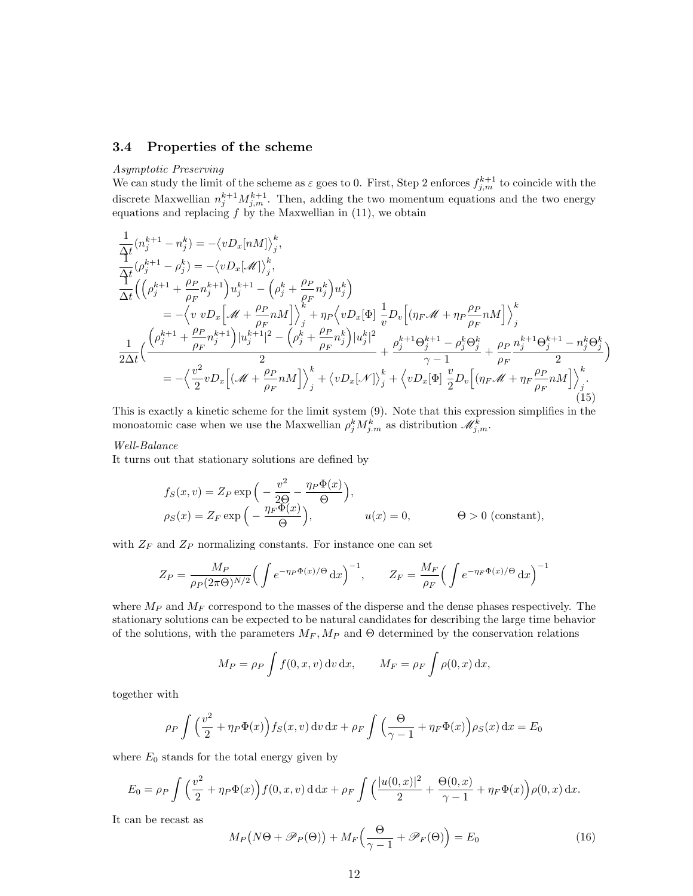### 3.4 Properties of the scheme

*Asymptotic Preserving*

We can study the limit of the scheme as $\varepsilon$ goes to 0. First, Step 2 enforces $f_{j,m}^{k+1}$ to coincide with the discrete Maxwellian $n_j^{k+1}M_{j,m}^{k+1}$. Then, adding the two momentum equations and the two energy equations and replacing $f$ by the Maxwellian in (11), we obtain

$$
\begin{aligned}
&\frac{1}{\Delta t}(n_j^{k+1}-n_j^k) = -\big\langle vD_x[nM]\big\rangle_j^k,\\
&\frac{1}{\Delta t}(\rho_j^{k+1}-\rho_j^k) = -\big\langle vD_x[\mathscr{M}]\big\rangle_j^k,\\
&\frac{1}{\Delta t}\Big(\Big(\rho_j^{k+1}+\frac{\rho_P}{\rho_F}n_j^{k+1}\Big)u_j^{k+1}-\Big(\rho_j^{k}+\frac{\rho_P}{\rho_F}n_j^{k}\Big)u_j^{k}\Big)\\
&\qquad = -\Big\langle v\ vD_x\Big[\mathscr{M}+\frac{\rho_P}{\rho_F}nM\Big]\Big\rangle_j^k + \eta_P\Big\langle vD_x[\Phi]\ \frac{1}{v}D_v\Big[(\eta_F\mathscr{M}+\eta_P\frac{\rho_P}{\rho_F}nM\Big]\Big\rangle_j^k\\
&\frac{1}{2\Delta t}\Big(\frac{\Big(\rho_j^{k+1}+\frac{\rho_P}{\rho_F}n_j^{k+1}\Big)|u_j^{k+1}|^2-\Big(\rho_j^{k}+\frac{\rho_P}{\rho_F}n_j^{k}\Big)|u_j^{k}|^2}{2}+\frac{\rho_j^{k+1}\Theta_j^{k+1}-\rho_j^k\Theta_j^k}{\gamma-1}+\frac{\rho_P}{\rho_F}\frac{n_j^{k+1}\Theta_j^{k+1}-n_j^k\Theta_j^k}{2}\Big)\\
&\qquad = -\Big\langle \frac{v^2}{2}vD_x\Big[(\mathscr{M}+\frac{\rho_P}{\rho_F}nM\Big]\Big\rangle_j^k + \big\langle vD_x[\mathscr{N}]\big\rangle_j^k + \Big\langle vD_x[\Phi]\ \frac{v}{2}D_v\Big[(\eta_F\mathscr{M}+\eta_F\frac{\rho_P}{\rho_F}nM\Big]\Big\rangle_j^k.
\end{aligned}
\tag{15}
$$

This is exactly a kinetic scheme for the limit system (9). Note that this expression simplifies in the monoatomic case when we use the Maxwellian $\rho_j^k M_{j.m}^k$ as distribution $\mathscr{M}_{j,m}^k$.

*Well-Balance*

It turns out that stationary solutions are defined by

$$
\begin{aligned}
&f_S(x,v) = Z_P \exp\Big(-\frac{v^2}{2\Theta}-\frac{\eta_P\Phi(x)}{\Theta}\Big),\\
&\rho_S(x) = Z_F\exp\Big(-\frac{\eta_F\Phi(x)}{\Theta}\Big), \qquad\qquad u(x)=0, \qquad\qquad \Theta>0 \text{ (constant)},
\end{aligned}
$$

with $Z_F$ and $Z_P$ normalizing constants. For instance one can set

$$
Z_P = \frac{M_P}{\rho_P(2\pi\Theta)^{N/2}}\Big(\int e^{-\eta_P\Phi(x)/\Theta}\,\mathrm{d}x\Big)^{-1}, \qquad Z_F = \frac{M_F}{\rho_F}\Big(\int e^{-\eta_F\Phi(x)/\Theta}\,\mathrm{d}x\Big)^{-1}
$$

where $M_P$ and $M_F$ correspond to the masses of the disperse and the dense phases respectively. The stationary solutions can be expected to be natural candidates for describing the large time behavior of the solutions, with the parameters $M_F$, $M_P$ and $\Theta$ determined by the conservation relations

$$
M_P = \rho_P\int f(0,x,v)\,\mathrm{d}v\,\mathrm{d}x, \qquad M_F = \rho_F\int \rho(0,x)\,\mathrm{d}x,
$$

together with

$$
\rho_P\int\Big(\frac{v^2}{2}+\eta_P\Phi(x)\Big)f_S(x,v)\,\mathrm{d}v\,\mathrm{d}x + \rho_F\int\Big(\frac{\Theta}{\gamma-1}+\eta_F\Phi(x)\Big)\rho_S(x)\,\mathrm{d}x = E_0
$$

where $E_0$ stands for the total energy given by

$$
E_0 = \rho_P\int\Big(\frac{v^2}{2}+\eta_P\Phi(x)\Big)f(0,x,v)\,\mathrm{d}\,\mathrm{d}x + \rho_F\int\Big(\frac{|u(0,x)|^2}{2}+\frac{\Theta(0,x)}{\gamma-1}+\eta_F\Phi(x)\Big)\rho(0,x)\,\mathrm{d}x.
$$

It can be recast as

$$
M_P\big(N\Theta+\mathscr{P}_P(\Theta)\big)+M_F\Big(\frac{\Theta}{\gamma-1}+\mathscr{P}_F(\Theta)\Big) = E_0 \tag{16}
$$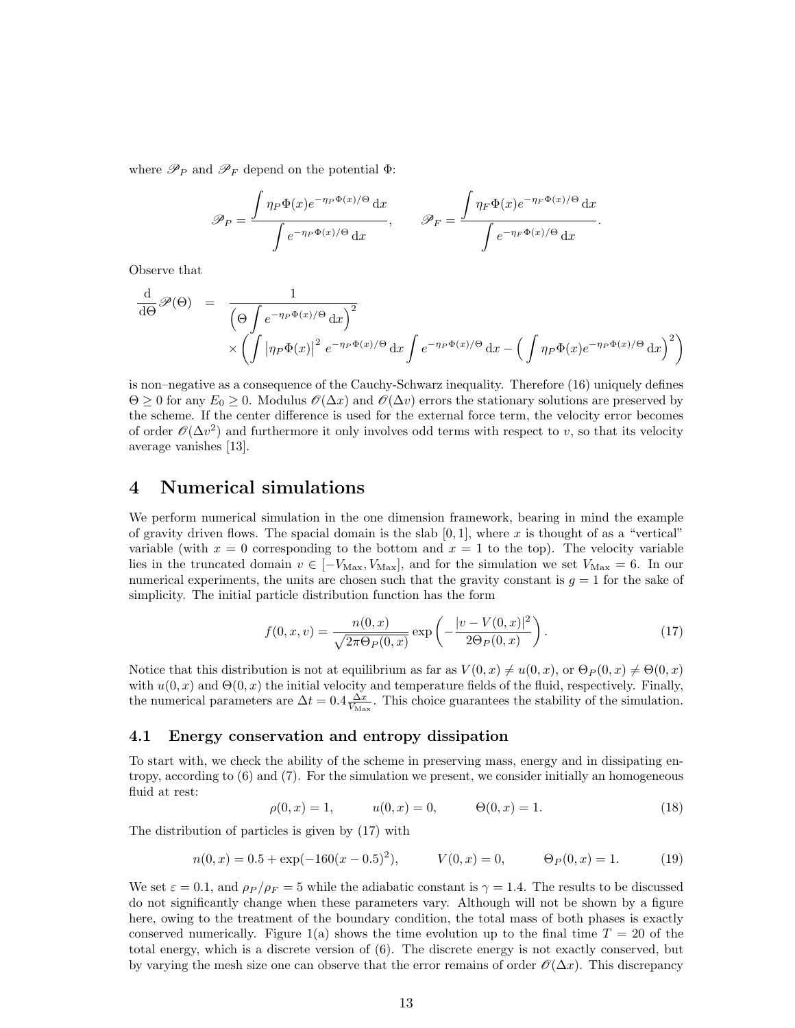where $\mathscr{P}_P$ and $\mathscr{P}_F$ depend on the potential $\Phi$:

$$\mathscr{P}_P = \frac{\displaystyle\int \eta_P \Phi(x) e^{-\eta_P \Phi(x)/\Theta}\,\mathrm{d}x}{\displaystyle\int e^{-\eta_P \Phi(x)/\Theta}\,\mathrm{d}x}, \qquad \mathscr{P}_F = \frac{\displaystyle\int \eta_F \Phi(x) e^{-\eta_F \Phi(x)/\Theta}\,\mathrm{d}x}{\displaystyle\int e^{-\eta_F \Phi(x)/\Theta}\,\mathrm{d}x}.$$

Observe that

$$\begin{aligned}\frac{\mathrm{d}}{\mathrm{d}\Theta}\mathscr{P}(\Theta) \quad &= \quad \frac{1}{\left(\Theta \displaystyle\int e^{-\eta_P \Phi(x)/\Theta}\,\mathrm{d}x\right)^2} \\ &\quad \times \left( \int \left|\eta_P \Phi(x)\right|^2 e^{-\eta_P \Phi(x)/\Theta}\,\mathrm{d}x \int e^{-\eta_P \Phi(x)/\Theta}\,\mathrm{d}x - \Big( \int \eta_P \Phi(x) e^{-\eta_P \Phi(x)/\Theta}\,\mathrm{d}x \Big)^2 \right)\end{aligned}$$

is non–negative as a consequence of the Cauchy-Schwarz inequality. Therefore (16) uniquely defines $\Theta \geq 0$ for any $E_0 \geq 0$. Modulus $\mathscr{O}(\Delta x)$ and $\mathscr{O}(\Delta v)$ errors the stationary solutions are preserved by the scheme. If the center difference is used for the external force term, the velocity error becomes of order $\mathscr{O}(\Delta v^2)$ and furthermore it only involves odd terms with respect to $v$, so that its velocity average vanishes [13].

# 4 Numerical simulations

We perform numerical simulation in the one dimension framework, bearing in mind the example of gravity driven flows. The spacial domain is the slab $[0, 1]$, where $x$ is thought of as a "vertical" variable (with $x = 0$ corresponding to the bottom and $x = 1$ to the top). The velocity variable lies in the truncated domain $v \in [-V_{\text{Max}}, V_{\text{Max}}]$, and for the simulation we set $V_{\text{Max}} = 6$. In our numerical experiments, the units are chosen such that the gravity constant is $g = 1$ for the sake of simplicity. The initial particle distribution function has the form

$$f(0, x, v) = \frac{n(0, x)}{\sqrt{2\pi\Theta_P(0, x)}} \exp\left( -\frac{|v - V(0, x)|^2}{2\Theta_P(0, x)} \right). \tag{17}$$

Notice that this distribution is not at equilibrium as far as $V(0, x) \neq u(0, x)$, or $\Theta_P(0, x) \neq \Theta(0, x)$ with $u(0, x)$ and $\Theta(0, x)$ the initial velocity and temperature fields of the fluid, respectively. Finally, the numerical parameters are $\Delta t = 0.4\frac{\Delta x}{V_{\text{Max}}}$. This choice guarantees the stability of the simulation.

## 4.1 Energy conservation and entropy dissipation

To start with, we check the ability of the scheme in preserving mass, energy and in dissipating entropy, according to (6) and (7). For the simulation we present, we consider initially an homogeneous fluid at rest:

$$\rho(0, x) = 1, \qquad u(0, x) = 0, \qquad \Theta(0, x) = 1. \tag{18}$$

The distribution of particles is given by (17) with

$$n(0, x) = 0.5 + \exp(-160(x - 0.5)^2), \qquad V(0, x) = 0, \qquad \Theta_P(0, x) = 1. \tag{19}$$

We set $\varepsilon = 0.1$, and $\rho_P/\rho_F = 5$ while the adiabatic constant is $\gamma = 1.4$. The results to be discussed do not significantly change when these parameters vary. Although will not be shown by a figure here, owing to the treatment of the boundary condition, the total mass of both phases is exactly conserved numerically. Figure 1(a) shows the time evolution up to the final time $T = 20$ of the total energy, which is a discrete version of (6). The discrete energy is not exactly conserved, but by varying the mesh size one can observe that the error remains of order $\mathscr{O}(\Delta x)$. This discrepancy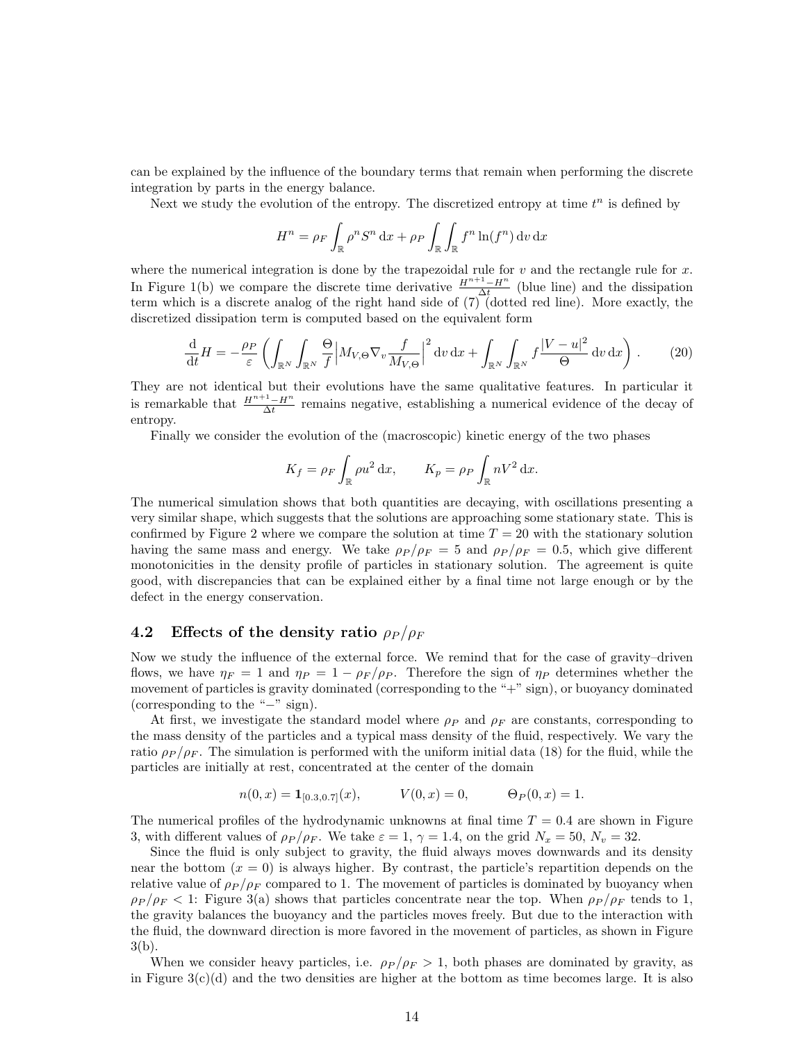can be explained by the influence of the boundary terms that remain when performing the discrete integration by parts in the energy balance.

Next we study the evolution of the entropy. The discretized entropy at time $t^n$ is defined by

$$H^n = \rho_F \int_{\mathbb{R}} \rho^n S^n \,\mathrm{d}x + \rho_P \int_{\mathbb{R}} \int_{\mathbb{R}} f^n \ln(f^n) \,\mathrm{d}v \,\mathrm{d}x$$

where the numerical integration is done by the trapezoidal rule for $v$ and the rectangle rule for $x$. In Figure 1(b) we compare the discrete time derivative $\frac{H^{n+1}-H^n}{\Delta t}$ (blue line) and the dissipation term which is a discrete analog of the right hand side of (7) (dotted red line). More exactly, the discretized dissipation term is computed based on the equivalent form

$$\frac{\mathrm{d}}{\mathrm{d}t} H = -\frac{\rho_P}{\varepsilon} \left( \int_{\mathbb{R}^N} \int_{\mathbb{R}^N} \frac{\Theta}{f} \Big| M_{V,\Theta} \nabla_v \frac{f}{M_{V,\Theta}} \Big|^2 \,\mathrm{d}v \,\mathrm{d}x + \int_{\mathbb{R}^N} \int_{\mathbb{R}^N} f \frac{|V-u|^2}{\Theta} \,\mathrm{d}v \,\mathrm{d}x \right). \tag{20}$$

They are not identical but their evolutions have the same qualitative features. In particular it is remarkable that $\frac{H^{n+1}-H^n}{\Delta t}$ remains negative, establishing a numerical evidence of the decay of entropy.

Finally we consider the evolution of the (macroscopic) kinetic energy of the two phases

$$K_f = \rho_F \int_{\mathbb{R}} \rho u^2 \,\mathrm{d}x, \qquad K_p = \rho_P \int_{\mathbb{R}} n V^2 \,\mathrm{d}x.$$

The numerical simulation shows that both quantities are decaying, with oscillations presenting a very similar shape, which suggests that the solutions are approaching some stationary state. This is confirmed by Figure 2 where we compare the solution at time $T = 20$ with the stationary solution having the same mass and energy. We take $\rho_P/\rho_F = 5$ and $\rho_P/\rho_F = 0.5$, which give different monotonicities in the density profile of particles in stationary solution. The agreement is quite good, with discrepancies that can be explained either by a final time not large enough or by the defect in the energy conservation.

## 4.2 Effects of the density ratio $\rho_P/\rho_F$

Now we study the influence of the external force. We remind that for the case of gravity–driven flows, we have $\eta_F = 1$ and $\eta_P = 1 - \rho_F/\rho_P$. Therefore the sign of $\eta_P$ determines whether the movement of particles is gravity dominated (corresponding to the "+" sign), or buoyancy dominated (corresponding to the "$-$" sign).

At first, we investigate the standard model where $\rho_P$ and $\rho_F$ are constants, corresponding to the mass density of the particles and a typical mass density of the fluid, respectively. We vary the ratio $\rho_P/\rho_F$. The simulation is performed with the uniform initial data (18) for the fluid, while the particles are initially at rest, concentrated at the center of the domain

$$n(0,x) = \mathbf{1}_{[0.3,0.7]}(x), \qquad V(0,x) = 0, \qquad \Theta_P(0,x) = 1.$$

The numerical profiles of the hydrodynamic unknowns at final time $T = 0.4$ are shown in Figure 3, with different values of $\rho_P/\rho_F$. We take $\varepsilon = 1$, $\gamma = 1.4$, on the grid $N_x = 50$, $N_v = 32$.

Since the fluid is only subject to gravity, the fluid always moves downwards and its density near the bottom ($x = 0$) is always higher. By contrast, the particle's repartition depends on the relative value of $\rho_P/\rho_F$ compared to 1. The movement of particles is dominated by buoyancy when $\rho_P/\rho_F < 1$: Figure 3(a) shows that particles concentrate near the top. When $\rho_P/\rho_F$ tends to 1, the gravity balances the buoyancy and the particles moves freely. But due to the interaction with the fluid, the downward direction is more favored in the movement of particles, as shown in Figure 3(b).

When we consider heavy particles, i.e. $\rho_P/\rho_F > 1$, both phases are dominated by gravity, as in Figure 3(c)(d) and the two densities are higher at the bottom as time becomes large. It is also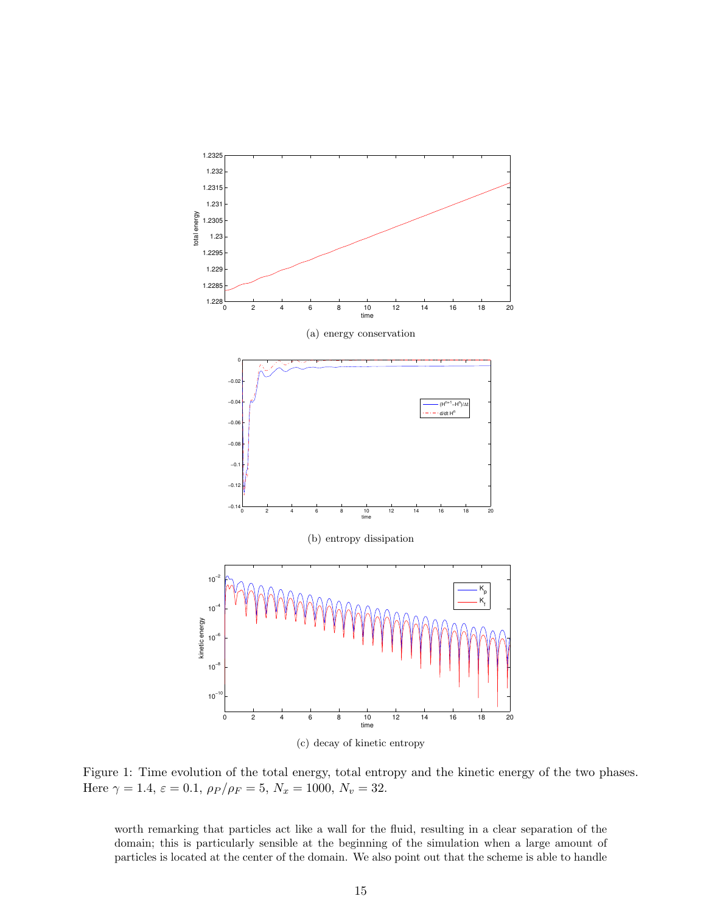(a) energy conservation

(b) entropy dissipation

(c) decay of kinetic entropy

Figure 1: Time evolution of the total energy, total entropy and the kinetic energy of the two phases. Here $\gamma = 1.4$, $\varepsilon = 0.1$, $\rho_P/\rho_F = 5$, $N_x = 1000$, $N_v = 32$.

worth remarking that particles act like a wall for the fluid, resulting in a clear separation of the domain; this is particularly sensible at the beginning of the simulation when a large amount of particles is located at the center of the domain. We also point out that the scheme is able to handle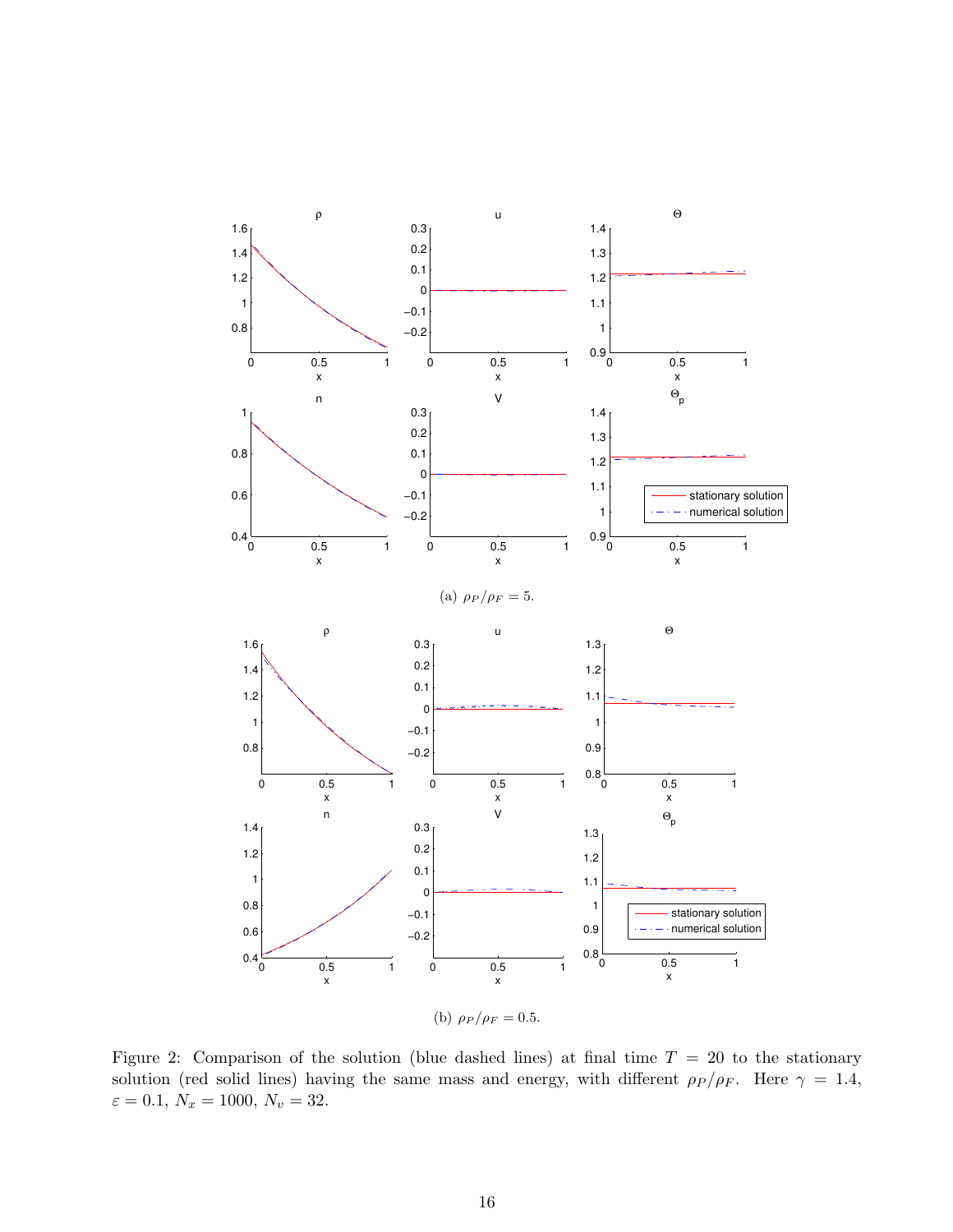(a) $\rho_P/\rho_F = 5$.

(b) $\rho_P/\rho_F = 0.5$.

Figure 2: Comparison of the solution (blue dashed lines) at final time $T = 20$ to the stationary solution (red solid lines) having the same mass and energy, with different $\rho_P/\rho_F$. Here $\gamma = 1.4$, $\varepsilon = 0.1$, $N_x = 1000$, $N_v = 32$.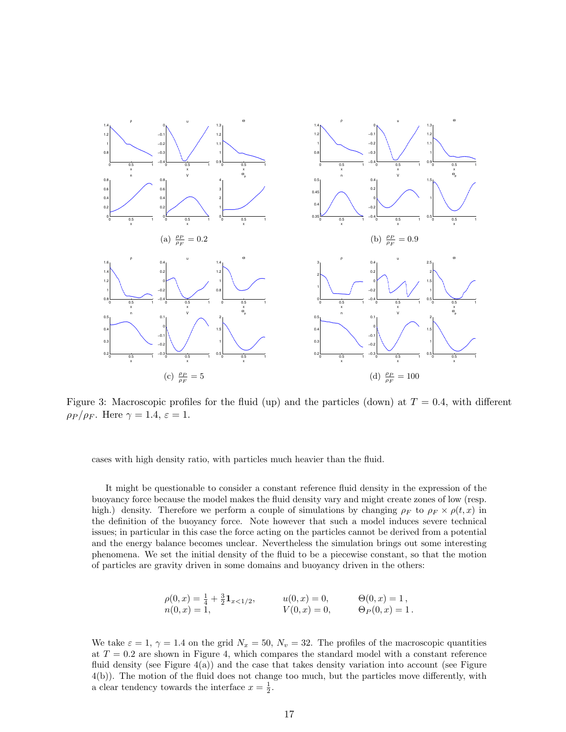(a) $\frac{\rho_P}{\rho_F} = 0.2$

(b) $\frac{\rho_P}{\rho_F} = 0.9$

(c) $\frac{\rho_P}{\rho_F} = 5$

(d) $\frac{\rho_P}{\rho_F} = 100$

Figure 3: Macroscopic profiles for the fluid (up) and the particles (down) at $T = 0.4$, with different $\rho_P/\rho_F$. Here $\gamma = 1.4$, $\varepsilon = 1$.

cases with high density ratio, with particles much heavier than the fluid.

It might be questionable to consider a constant reference fluid density in the expression of the buoyancy force because the model makes the fluid density vary and might create zones of low (resp. high.) density. Therefore we perform a couple of simulations by changing $\rho_F$ to $\rho_F \times \rho(t, x)$ in the definition of the buoyancy force. Note however that such a model induces severe technical issues; in particular in this case the force acting on the particles cannot be derived from a potential and the energy balance becomes unclear. Nevertheless the simulation brings out some interesting phenomena. We set the initial density of the fluid to be a piecewise constant, so that the motion of particles are gravity driven in some domains and buoyancy driven in the others:

$$
\begin{aligned}
&\rho(0,x) = \tfrac{1}{4} + \tfrac{3}{2}\mathbf{1}_{x<1/2}, \qquad && u(0,x) = 0, \qquad && \Theta(0,x) = 1\,,\\
&n(0,x) = 1, && V(0,x) = 0, && \Theta_P(0,x) = 1\,.
\end{aligned}
$$

We take $\varepsilon = 1$, $\gamma = 1.4$ on the grid $N_x = 50$, $N_v = 32$. The profiles of the macroscopic quantities at $T = 0.2$ are shown in Figure 4, which compares the standard model with a constant reference fluid density (see Figure 4(a)) and the case that takes density variation into account (see Figure 4(b)). The motion of the fluid does not change too much, but the particles move differently, with a clear tendency towards the interface $x = \frac{1}{2}$.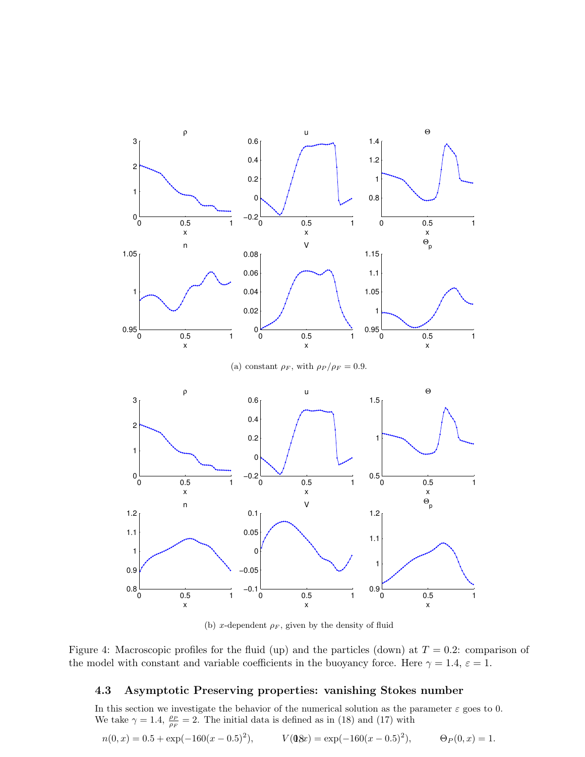(a) constant $\rho_F$, with $\rho_P/\rho_F = 0.9$.

(b) $x$-dependent $\rho_F$, given by the density of fluid

Figure 4: Macroscopic profiles for the fluid (up) and the particles (down) at $T = 0.2$: comparison of the model with constant and variable coefficients in the buoyancy force. Here $\gamma = 1.4$, $\varepsilon = 1$.

### 4.3 Asymptotic Preserving properties: vanishing Stokes number

In this section we investigate the behavior of the numerical solution as the parameter $\varepsilon$ goes to 0. We take $\gamma = 1.4$, $\frac{\rho_P}{\rho_F} = 2$. The initial data is defined as in (18) and (17) with

$$n(0, x) = 0.5 + \exp(-160(x - 0.5)^2), \qquad V(0, x) = \exp(-160(x - 0.5)^2), \qquad \Theta_P(0, x) = 1.$$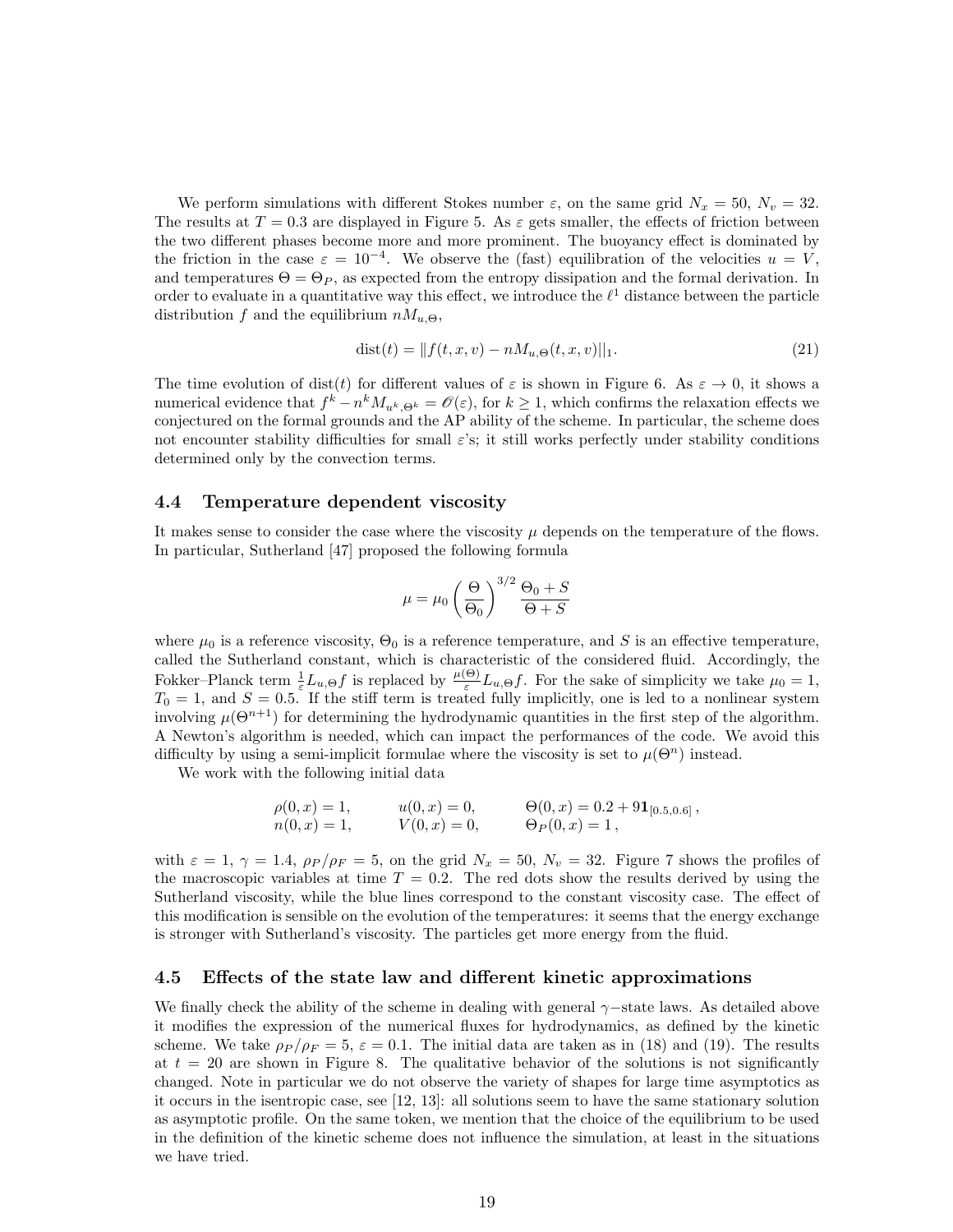We perform simulations with different Stokes number $\varepsilon$, on the same grid $N_x = 50$, $N_v = 32$. The results at $T = 0.3$ are displayed in Figure 5. As $\varepsilon$ gets smaller, the effects of friction between the two different phases become more and more prominent. The buoyancy effect is dominated by the friction in the case $\varepsilon = 10^{-4}$. We observe the (fast) equilibration of the velocities $u = V$, and temperatures $\Theta = \Theta_P$, as expected from the entropy dissipation and the formal derivation. In order to evaluate in a quantitative way this effect, we introduce the $\ell^1$ distance between the particle distribution $f$ and the equilibrium $nM_{u,\Theta}$,

$$\mathrm{dist}(t) = \|f(t,x,v) - nM_{u,\Theta}(t,x,v)\|_1. \tag{21}$$

The time evolution of dist$(t)$ for different values of $\varepsilon$ is shown in Figure 6. As $\varepsilon \to 0$, it shows a numerical evidence that $f^k - n^k M_{u^k,\Theta^k} = \mathscr{O}(\varepsilon)$, for $k \geq 1$, which confirms the relaxation effects we conjectured on the formal grounds and the AP ability of the scheme. In particular, the scheme does not encounter stability difficulties for small $\varepsilon$'s; it still works perfectly under stability conditions determined only by the convection terms.

### 4.4 Temperature dependent viscosity

It makes sense to consider the case where the viscosity $\mu$ depends on the temperature of the flows. In particular, Sutherland [47] proposed the following formula

$$\mu = \mu_0 \left(\frac{\Theta}{\Theta_0}\right)^{3/2} \frac{\Theta_0 + S}{\Theta + S}$$

where $\mu_0$ is a reference viscosity, $\Theta_0$ is a reference temperature, and $S$ is an effective temperature, called the Sutherland constant, which is characteristic of the considered fluid. Accordingly, the Fokker–Planck term $\frac{1}{\varepsilon} L_{u,\Theta} f$ is replaced by $\frac{\mu(\Theta)}{\varepsilon} L_{u,\Theta} f$. For the sake of simplicity we take $\mu_0 = 1$, $T_0 = 1$, and $S = 0.5$. If the stiff term is treated fully implicitly, one is led to a nonlinear system involving $\mu(\Theta^{n+1})$ for determining the hydrodynamic quantities in the first step of the algorithm. A Newton's algorithm is needed, which can impact the performances of the code. We avoid this difficulty by using a semi-implicit formulae where the viscosity is set to $\mu(\Theta^n)$ instead.

We work with the following initial data

$$\begin{aligned} &\rho(0,x) = 1, \qquad && u(0,x) = 0, \qquad && \Theta(0,x) = 0.2 + 9\mathbf{1}_{[0.5,0.6]}\,, \\ &n(0,x) = 1, && V(0,x) = 0, && \Theta_P(0,x) = 1\,, \end{aligned}$$

with $\varepsilon = 1$, $\gamma = 1.4$, $\rho_P/\rho_F = 5$, on the grid $N_x = 50$, $N_v = 32$. Figure 7 shows the profiles of the macroscopic variables at time $T = 0.2$. The red dots show the results derived by using the Sutherland viscosity, while the blue lines correspond to the constant viscosity case. The effect of this modification is sensible on the evolution of the temperatures: it seems that the energy exchange is stronger with Sutherland's viscosity. The particles get more energy from the fluid.

### 4.5 Effects of the state law and different kinetic approximations

We finally check the ability of the scheme in dealing with general $\gamma-$state laws. As detailed above it modifies the expression of the numerical fluxes for hydrodynamics, as defined by the kinetic scheme. We take $\rho_P/\rho_F = 5$, $\varepsilon = 0.1$. The initial data are taken as in (18) and (19). The results at $t = 20$ are shown in Figure 8. The qualitative behavior of the solutions is not significantly changed. Note in particular we do not observe the variety of shapes for large time asymptotics as it occurs in the isentropic case, see [12, 13]: all solutions seem to have the same stationary solution as asymptotic profile. On the same token, we mention that the choice of the equilibrium to be used in the definition of the kinetic scheme does not influence the simulation, at least in the situations we have tried.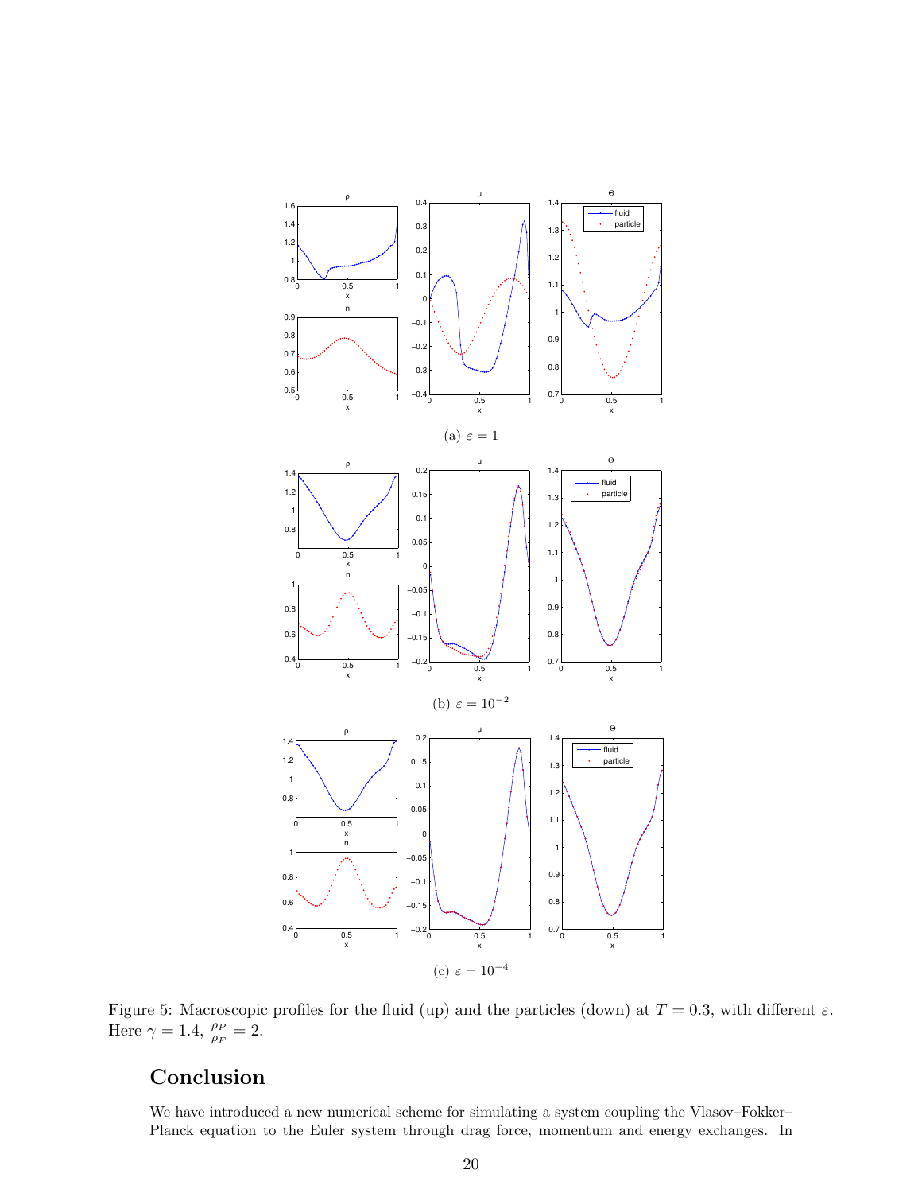(a) $\varepsilon = 1$

(b) $\varepsilon = 10^{-2}$

(c) $\varepsilon = 10^{-4}$

Figure 5: Macroscopic profiles for the fluid (up) and the particles (down) at $T = 0.3$, with different $\varepsilon$. Here $\gamma = 1.4$, $\frac{\rho_P}{\rho_F} = 2$.

# Conclusion

We have introduced a new numerical scheme for simulating a system coupling the Vlasov–Fokker–Planck equation to the Euler system through drag force, momentum and energy exchanges. In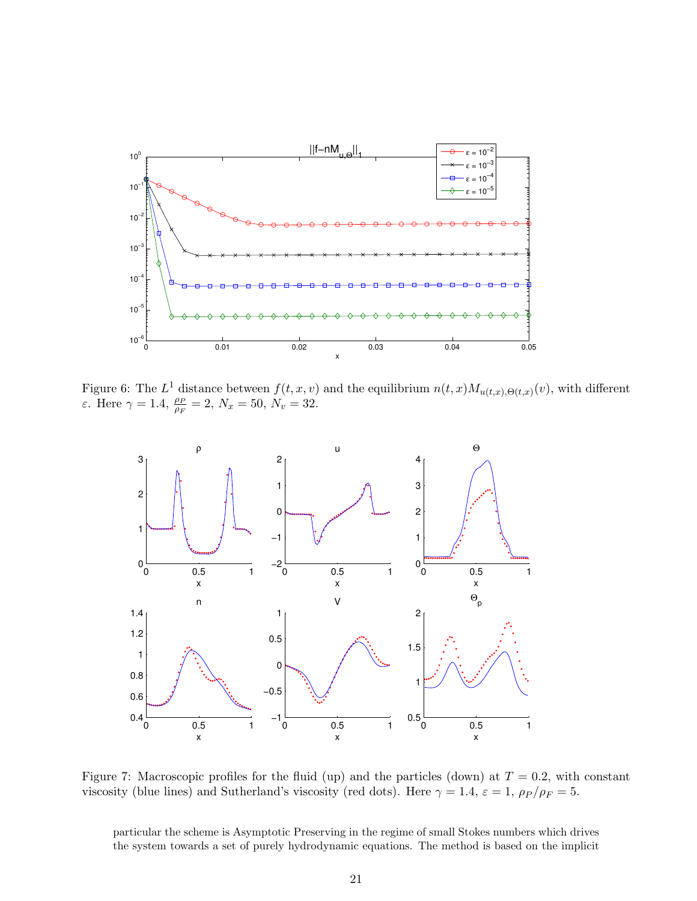Figure 6: The $L^1$ distance between $f(t,x,v)$ and the equilibrium $n(t,x)M_{u(t,x),\Theta(t,x)}(v)$, with different $\varepsilon$. Here $\gamma = 1.4$, $\frac{\rho_P}{\rho_F} = 2$, $N_x = 50$, $N_v = 32$.

Figure 7: Macroscopic profiles for the fluid (up) and the particles (down) at $T = 0.2$, with constant viscosity (blue lines) and Sutherland's viscosity (red dots). Here $\gamma = 1.4$, $\varepsilon = 1$, $\rho_P/\rho_F = 5$.

particular the scheme is Asymptotic Preserving in the regime of small Stokes numbers which drives the system towards a set of purely hydrodynamic equations. The method is based on the implicit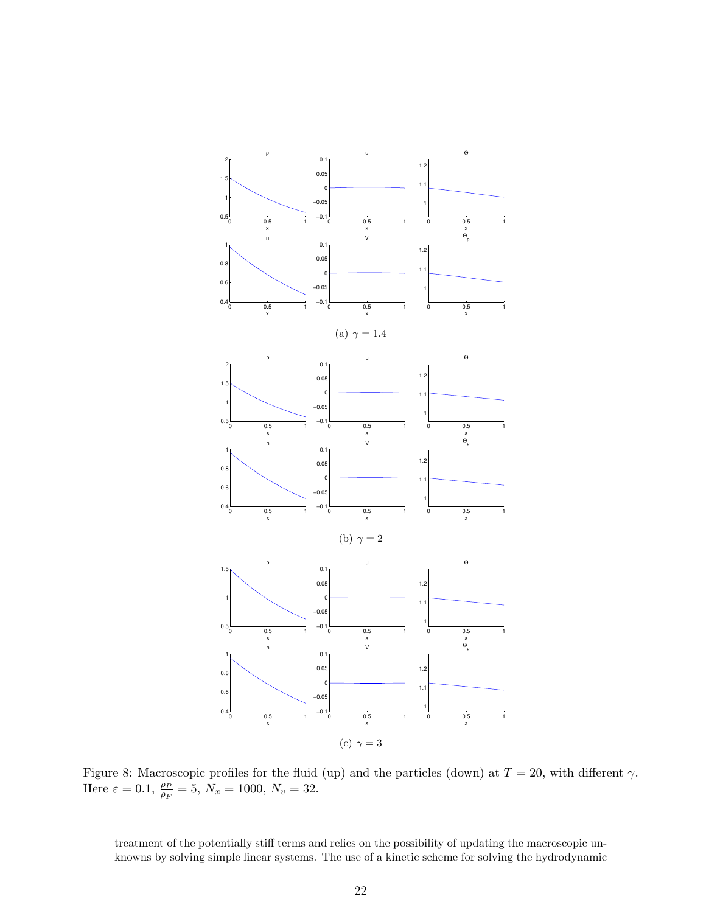(a) $\gamma = 1.4$

(b) $\gamma = 2$

(c) $\gamma = 3$

Figure 8: Macroscopic profiles for the fluid (up) and the particles (down) at $T = 20$, with different $\gamma$. Here $\varepsilon = 0.1$, $\frac{\rho_P}{\rho_F} = 5$, $N_x = 1000$, $N_v = 32$.

treatment of the potentially stiff terms and relies on the possibility of updating the macroscopic unknowns by solving simple linear systems. The use of a kinetic scheme for solving the hydrodynamic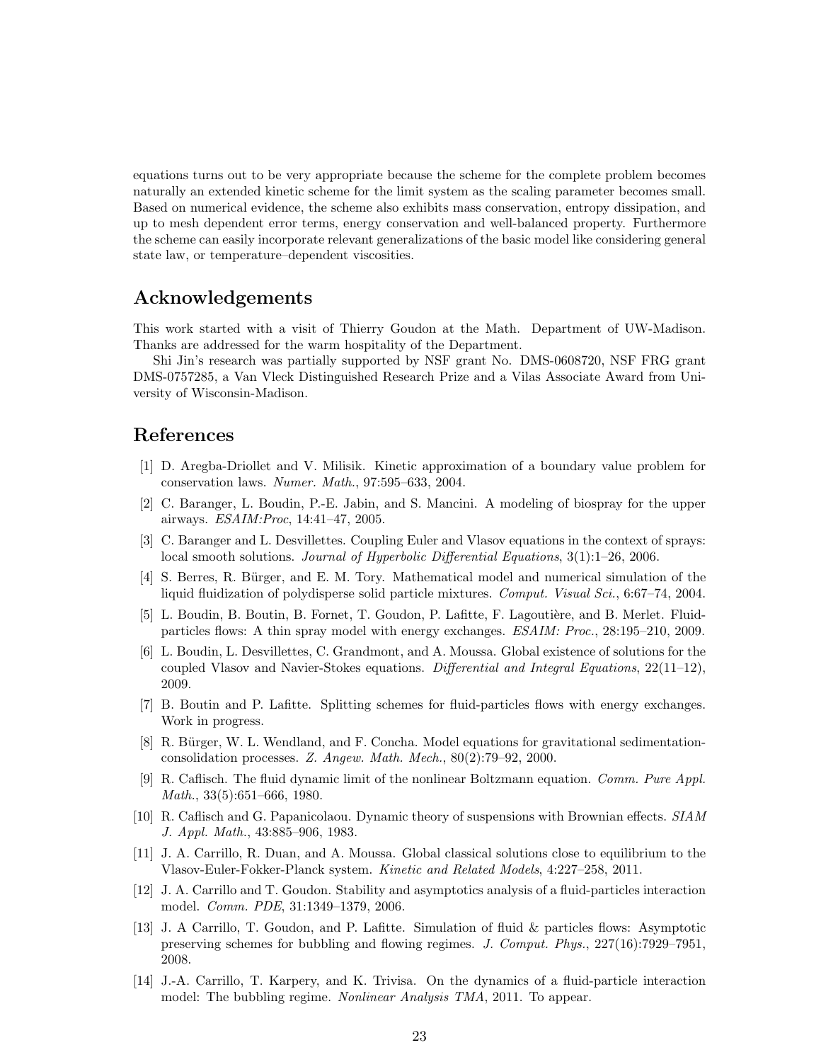equations turns out to be very appropriate because the scheme for the complete problem becomes naturally an extended kinetic scheme for the limit system as the scaling parameter becomes small. Based on numerical evidence, the scheme also exhibits mass conservation, entropy dissipation, and up to mesh dependent error terms, energy conservation and well-balanced property. Furthermore the scheme can easily incorporate relevant generalizations of the basic model like considering general state law, or temperature–dependent viscosities.

## Acknowledgements

This work started with a visit of Thierry Goudon at the Math. Department of UW-Madison. Thanks are addressed for the warm hospitality of the Department.

Shi Jin's research was partially supported by NSF grant No. DMS-0608720, NSF FRG grant DMS-0757285, a Van Vleck Distinguished Research Prize and a Vilas Associate Award from University of Wisconsin-Madison.

## References

[1] D. Aregba-Driollet and V. Milisik. Kinetic approximation of a boundary value problem for conservation laws. *Numer. Math.*, 97:595–633, 2004.

[2] C. Baranger, L. Boudin, P.-E. Jabin, and S. Mancini. A modeling of biospray for the upper airways. *ESAIM:Proc*, 14:41–47, 2005.

[3] C. Baranger and L. Desvillettes. Coupling Euler and Vlasov equations in the context of sprays: local smooth solutions. *Journal of Hyperbolic Differential Equations*, 3(1):1–26, 2006.

[4] S. Berres, R. Bürger, and E. M. Tory. Mathematical model and numerical simulation of the liquid fluidization of polydisperse solid particle mixtures. *Comput. Visual Sci.*, 6:67–74, 2004.

[5] L. Boudin, B. Boutin, B. Fornet, T. Goudon, P. Lafitte, F. Lagoutière, and B. Merlet. Fluid-particles flows: A thin spray model with energy exchanges. *ESAIM: Proc.*, 28:195–210, 2009.

[6] L. Boudin, L. Desvillettes, C. Grandmont, and A. Moussa. Global existence of solutions for the coupled Vlasov and Navier-Stokes equations. *Differential and Integral Equations*, 22(11–12), 2009.

[7] B. Boutin and P. Lafitte. Splitting schemes for fluid-particles flows with energy exchanges. Work in progress.

[8] R. Bürger, W. L. Wendland, and F. Concha. Model equations for gravitational sedimentation-consolidation processes. *Z. Angew. Math. Mech.*, 80(2):79–92, 2000.

[9] R. Caflisch. The fluid dynamic limit of the nonlinear Boltzmann equation. *Comm. Pure Appl. Math.*, 33(5):651–666, 1980.

[10] R. Caflisch and G. Papanicolaou. Dynamic theory of suspensions with Brownian effects. *SIAM J. Appl. Math.*, 43:885–906, 1983.

[11] J. A. Carrillo, R. Duan, and A. Moussa. Global classical solutions close to equilibrium to the Vlasov-Euler-Fokker-Planck system. *Kinetic and Related Models*, 4:227–258, 2011.

[12] J. A. Carrillo and T. Goudon. Stability and asymptotics analysis of a fluid-particles interaction model. *Comm. PDE*, 31:1349–1379, 2006.

[13] J. A Carrillo, T. Goudon, and P. Lafitte. Simulation of fluid & particles flows: Asymptotic preserving schemes for bubbling and flowing regimes. *J. Comput. Phys.*, 227(16):7929–7951, 2008.

[14] J.-A. Carrillo, T. Karpery, and K. Trivisa. On the dynamics of a fluid-particle interaction model: The bubbling regime. *Nonlinear Analysis TMA*, 2011. To appear.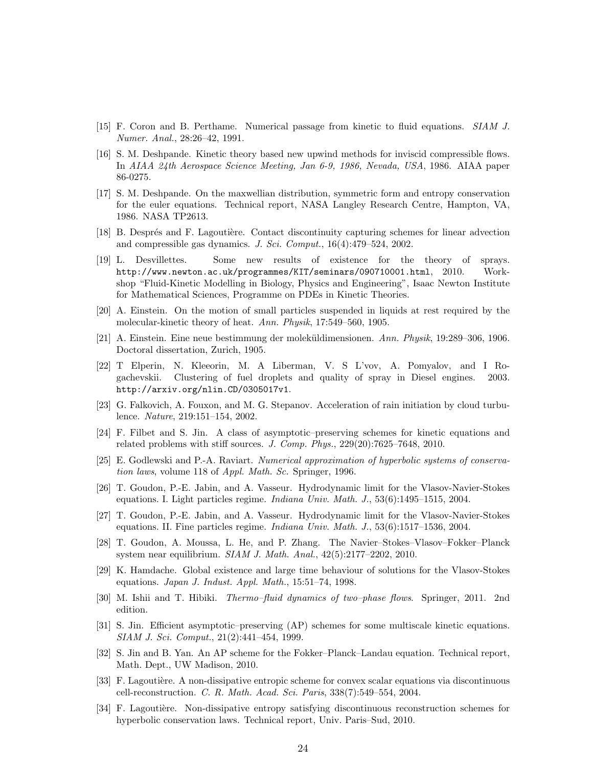[15] F. Coron and B. Perthame. Numerical passage from kinetic to fluid equations. *SIAM J. Numer. Anal.*, 28:26–42, 1991.

[16] S. M. Deshpande. Kinetic theory based new upwind methods for inviscid compressible flows. In *AIAA 24th Aerospace Science Meeting, Jan 6-9, 1986, Nevada, USA*, 1986. AIAA paper 86-0275.

[17] S. M. Deshpande. On the maxwellian distribution, symmetric form and entropy conservation for the euler equations. Technical report, NASA Langley Research Centre, Hampton, VA, 1986. NASA TP2613.

[18] B. Després and F. Lagoutière. Contact discontinuity capturing schemes for linear advection and compressible gas dynamics. *J. Sci. Comput.*, 16(4):479–524, 2002.

[19] L. Desvillettes. Some new results of existence for the theory of sprays. http://www.newton.ac.uk/programmes/KIT/seminars/090710001.html, 2010. Workshop "Fluid-Kinetic Modelling in Biology, Physics and Engineering", Isaac Newton Institute for Mathematical Sciences, Programme on PDEs in Kinetic Theories.

[20] A. Einstein. On the motion of small particles suspended in liquids at rest required by the molecular-kinetic theory of heat. *Ann. Physik*, 17:549–560, 1905.

[21] A. Einstein. Eine neue bestimmung der moleküldimensionen. *Ann. Physik*, 19:289–306, 1906. Doctoral dissertation, Zurich, 1905.

[22] T Elperin, N. Kleeorin, M. A Liberman, V. S L'vov, A. Pomyalov, and I Rogachevskii. Clustering of fuel droplets and quality of spray in Diesel engines. 2003. http://arxiv.org/nlin.CD/0305017v1.

[23] G. Falkovich, A. Fouxon, and M. G. Stepanov. Acceleration of rain initiation by cloud turbulence. *Nature*, 219:151–154, 2002.

[24] F. Filbet and S. Jin. A class of asymptotic–preserving schemes for kinetic equations and related problems with stiff sources. *J. Comp. Phys.*, 229(20):7625–7648, 2010.

[25] E. Godlewski and P.-A. Raviart. *Numerical approximation of hyperbolic systems of conservation laws*, volume 118 of *Appl. Math. Sc.* Springer, 1996.

[26] T. Goudon, P.-E. Jabin, and A. Vasseur. Hydrodynamic limit for the Vlasov-Navier-Stokes equations. I. Light particles regime. *Indiana Univ. Math. J.*, 53(6):1495–1515, 2004.

[27] T. Goudon, P.-E. Jabin, and A. Vasseur. Hydrodynamic limit for the Vlasov-Navier-Stokes equations. II. Fine particles regime. *Indiana Univ. Math. J.*, 53(6):1517–1536, 2004.

[28] T. Goudon, A. Moussa, L. He, and P. Zhang. The Navier–Stokes–Vlasov–Fokker–Planck system near equilibrium. *SIAM J. Math. Anal.*, 42(5):2177–2202, 2010.

[29] K. Hamdache. Global existence and large time behaviour of solutions for the Vlasov-Stokes equations. *Japan J. Indust. Appl. Math.*, 15:51–74, 1998.

[30] M. Ishii and T. Hibiki. *Thermo–fluid dynamics of two–phase flows.* Springer, 2011. 2nd edition.

[31] S. Jin. Efficient asymptotic–preserving (AP) schemes for some multiscale kinetic equations. *SIAM J. Sci. Comput.*, 21(2):441–454, 1999.

[32] S. Jin and B. Yan. An AP scheme for the Fokker–Planck–Landau equation. Technical report, Math. Dept., UW Madison, 2010.

[33] F. Lagoutière. A non-dissipative entropic scheme for convex scalar equations via discontinuous cell-reconstruction. *C. R. Math. Acad. Sci. Paris*, 338(7):549–554, 2004.

[34] F. Lagoutière. Non-dissipative entropy satisfying discontinuous reconstruction schemes for hyperbolic conservation laws. Technical report, Univ. Paris–Sud, 2010.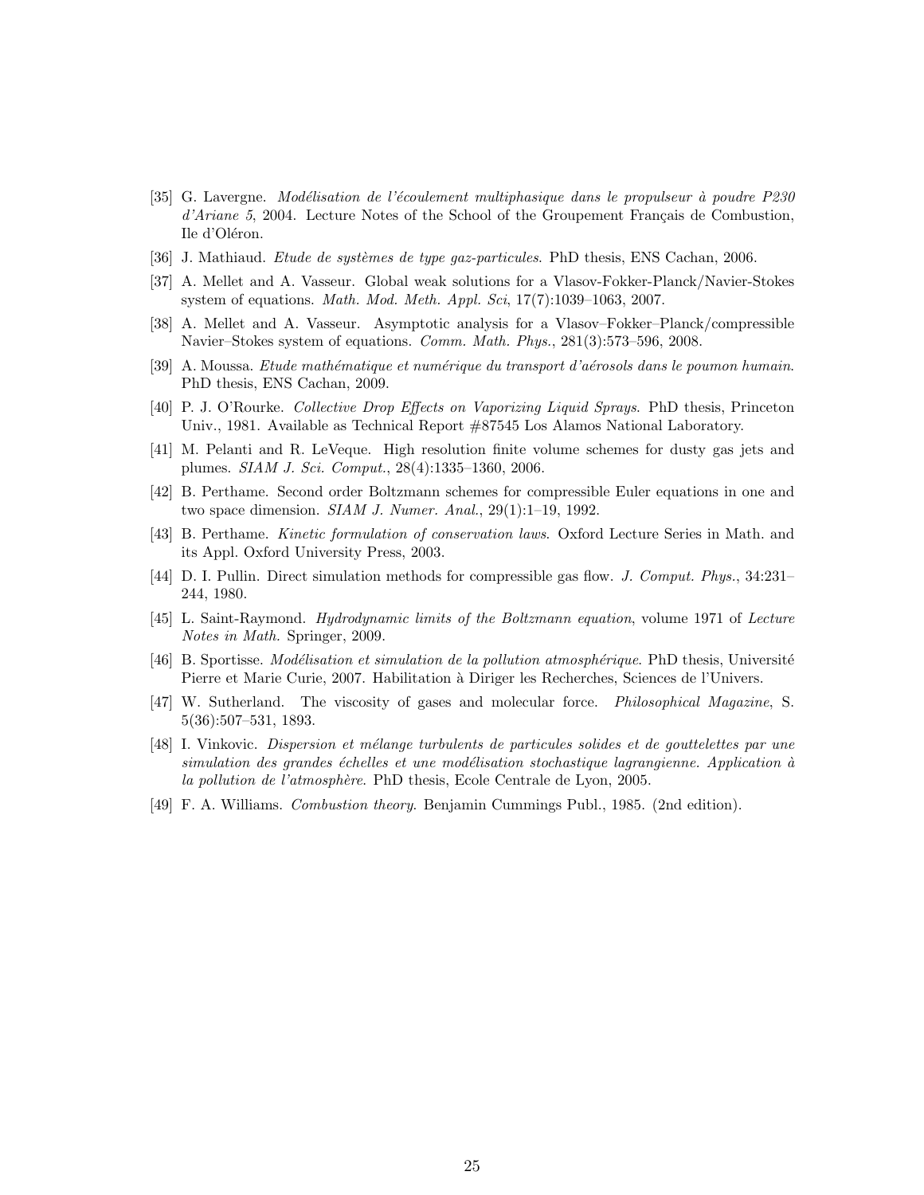[35] G. Lavergne. *Modélisation de l'écoulement multiphasique dans le propulseur à poudre P230 d'Ariane 5*, 2004. Lecture Notes of the School of the Groupement Français de Combustion, Ile d'Oléron.

[36] J. Mathiaud. *Etude de systèmes de type gaz-particules*. PhD thesis, ENS Cachan, 2006.

[37] A. Mellet and A. Vasseur. Global weak solutions for a Vlasov-Fokker-Planck/Navier-Stokes system of equations. *Math. Mod. Meth. Appl. Sci*, 17(7):1039–1063, 2007.

[38] A. Mellet and A. Vasseur. Asymptotic analysis for a Vlasov–Fokker–Planck/compressible Navier–Stokes system of equations. *Comm. Math. Phys.*, 281(3):573–596, 2008.

[39] A. Moussa. *Etude mathématique et numérique du transport d'aérosols dans le poumon humain*. PhD thesis, ENS Cachan, 2009.

[40] P. J. O'Rourke. *Collective Drop Effects on Vaporizing Liquid Sprays*. PhD thesis, Princeton Univ., 1981. Available as Technical Report #87545 Los Alamos National Laboratory.

[41] M. Pelanti and R. LeVeque. High resolution finite volume schemes for dusty gas jets and plumes. *SIAM J. Sci. Comput.*, 28(4):1335–1360, 2006.

[42] B. Perthame. Second order Boltzmann schemes for compressible Euler equations in one and two space dimension. *SIAM J. Numer. Anal.*, 29(1):1–19, 1992.

[43] B. Perthame. *Kinetic formulation of conservation laws*. Oxford Lecture Series in Math. and its Appl. Oxford University Press, 2003.

[44] D. I. Pullin. Direct simulation methods for compressible gas flow. *J. Comput. Phys.*, 34:231–244, 1980.

[45] L. Saint-Raymond. *Hydrodynamic limits of the Boltzmann equation*, volume 1971 of *Lecture Notes in Math.* Springer, 2009.

[46] B. Sportisse. *Modélisation et simulation de la pollution atmosphérique*. PhD thesis, Université Pierre et Marie Curie, 2007. Habilitation à Diriger les Recherches, Sciences de l'Univers.

[47] W. Sutherland. The viscosity of gases and molecular force. *Philosophical Magazine*, S. 5(36):507–531, 1893.

[48] I. Vinkovic. *Dispersion et mélange turbulents de particules solides et de gouttelettes par une simulation des grandes échelles et une modélisation stochastique lagrangienne. Application à la pollution de l'atmosphère*. PhD thesis, Ecole Centrale de Lyon, 2005.

[49] F. A. Williams. *Combustion theory*. Benjamin Cummings Publ., 1985. (2nd edition).